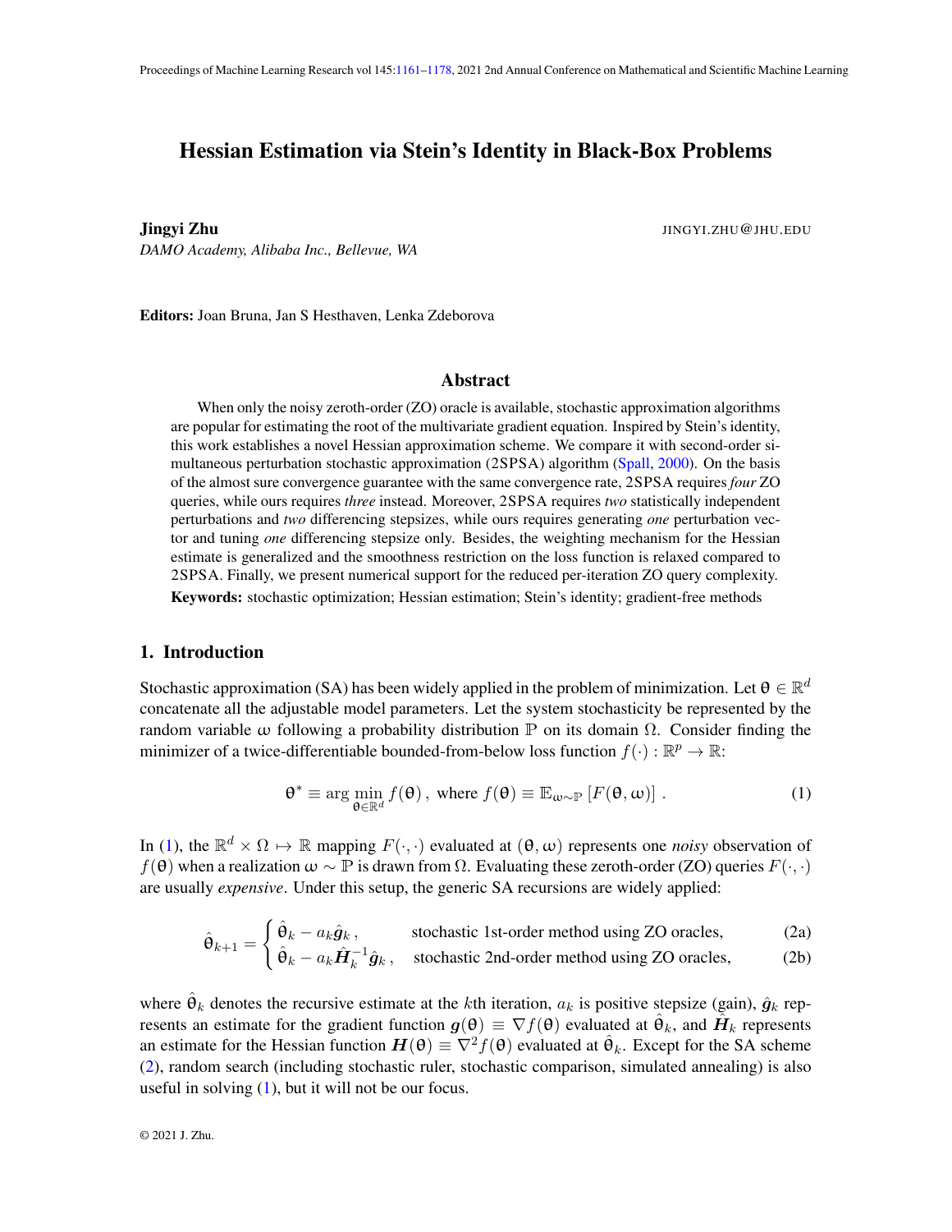# Hessian Estimation via Stein's Identity in Black-Box Problems

**Jingyi Zhu** JINGYI.ZHU@JHU.EDU
*DAMO Academy, Alibaba Inc., Bellevue, WA*

**Editors:** Joan Bruna, Jan S Hesthaven, Lenka Zdeborova

## Abstract

When only the noisy zeroth-order (ZO) oracle is available, stochastic approximation algorithms are popular for estimating the root of the multivariate gradient equation. Inspired by Stein's identity, this work establishes a novel Hessian approximation scheme. We compare it with second-order simultaneous perturbation stochastic approximation (2SPSA) algorithm (Spall, 2000). On the basis of the almost sure convergence guarantee with the same convergence rate, 2SPSA requires *four* ZO queries, while ours requires *three* instead. Moreover, 2SPSA requires *two* statistically independent perturbations and *two* differencing stepsizes, while ours requires generating *one* perturbation vector and tuning *one* differencing stepsize only. Besides, the weighting mechanism for the Hessian estimate is generalized and the smoothness restriction on the loss function is relaxed compared to 2SPSA. Finally, we present numerical support for the reduced per-iteration ZO query complexity.

**Keywords:** stochastic optimization; Hessian estimation; Stein's identity; gradient-free methods

## 1. Introduction

Stochastic approximation (SA) has been widely applied in the problem of minimization. Let $\theta \in \mathbb{R}^d$ concatenate all the adjustable model parameters. Let the system stochasticity be represented by the random variable $\omega$ following a probability distribution $\mathbb{P}$ on its domain $\Omega$. Consider finding the minimizer of a twice-differentiable bounded-from-below loss function $f(\cdot) : \mathbb{R}^p \to \mathbb{R}$:

$$\theta^* \equiv \arg\min_{\theta \in \mathbb{R}^d} f(\theta)\,, \text{ where } f(\theta) \equiv \mathbb{E}_{\omega \sim \mathbb{P}}\left[F(\theta, \omega)\right]\,. \tag{1}$$

In (1), the $\mathbb{R}^d \times \Omega \mapsto \mathbb{R}$ mapping $F(\cdot, \cdot)$ evaluated at $(\theta, \omega)$ represents one *noisy* observation of $f(\theta)$ when a realization $\omega \sim \mathbb{P}$ is drawn from $\Omega$. Evaluating these zeroth-order (ZO) queries $F(\cdot, \cdot)$ are usually *expensive*. Under this setup, the generic SA recursions are widely applied:

$$\hat{\theta}_{k+1} = \begin{cases} \hat{\theta}_k - a_k \hat{\boldsymbol{g}}_k\,, & \text{stochastic 1st-order method using ZO oracles,} \quad (2a) \\ \hat{\theta}_k - a_k \hat{\boldsymbol{H}}_k^{-1} \hat{\boldsymbol{g}}_k\,, & \text{stochastic 2nd-order method using ZO oracles,} \quad (2b) \end{cases}$$

where $\hat{\theta}_k$ denotes the recursive estimate at the $k$th iteration, $a_k$ is positive stepsize (gain), $\hat{\boldsymbol{g}}_k$ represents an estimate for the gradient function $\boldsymbol{g}(\theta) \equiv \nabla f(\theta)$ evaluated at $\hat{\theta}_k$, and $\hat{\boldsymbol{H}}_k$ represents an estimate for the Hessian function $\boldsymbol{H}(\theta) \equiv \nabla^2 f(\theta)$ evaluated at $\hat{\theta}_k$. Except for the SA scheme (2), random search (including stochastic ruler, stochastic comparison, simulated annealing) is also useful in solving (1), but it will not be our focus.

© 2021 J. Zhu.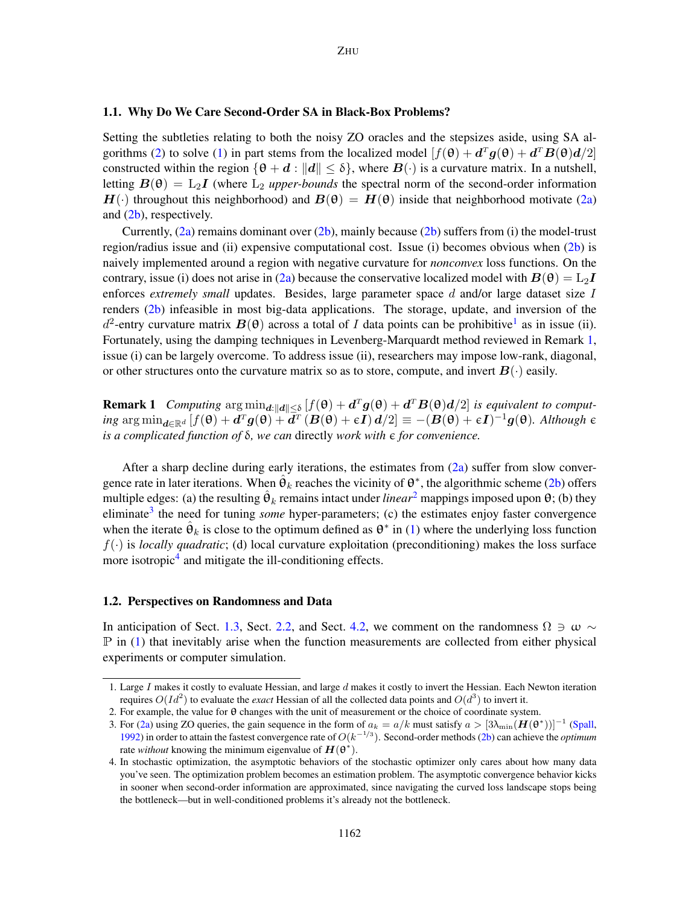### 1.1. Why Do We Care Second-Order SA in Black-Box Problems?

Setting the subtleties relating to both the noisy ZO oracles and the stepsizes aside, using SA algorithms (2) to solve (1) in part stems from the localized model $[f(\boldsymbol{\theta}) + \boldsymbol{d}^T \boldsymbol{g}(\boldsymbol{\theta}) + \boldsymbol{d}^T \boldsymbol{B}(\boldsymbol{\theta})\boldsymbol{d}/2]$ constructed within the region $\{\boldsymbol{\theta} + \boldsymbol{d} : \|\boldsymbol{d}\| \leq \delta\}$, where $\boldsymbol{B}(\cdot)$ is a curvature matrix. In a nutshell, letting $\boldsymbol{B}(\boldsymbol{\theta}) = \mathrm{L}_2 \boldsymbol{I}$ (where $\mathrm{L}_2$ *upper-bounds* the spectral norm of the second-order information $\boldsymbol{H}(\cdot)$ throughout this neighborhood) and $\boldsymbol{B}(\boldsymbol{\theta}) = \boldsymbol{H}(\boldsymbol{\theta})$ inside that neighborhood motivate (2a) and (2b), respectively.

Currently, (2a) remains dominant over (2b), mainly because (2b) suffers from (i) the model-trust region/radius issue and (ii) expensive computational cost. Issue (i) becomes obvious when (2b) is naively implemented around a region with negative curvature for *nonconvex* loss functions. On the contrary, issue (i) does not arise in (2a) because the conservative localized model with $\boldsymbol{B}(\boldsymbol{\theta}) = \mathrm{L}_2 \boldsymbol{I}$ enforces *extremely small* updates. Besides, large parameter space $d$ and/or large dataset size $I$ renders (2b) infeasible in most big-data applications. The storage, update, and inversion of the $d^2$-entry curvature matrix $\boldsymbol{B}(\boldsymbol{\theta})$ across a total of $I$ data points can be prohibitive[1] as in issue (ii). Fortunately, using the damping techniques in Levenberg-Marquardt method reviewed in Remark 1, issue (i) can be largely overcome. To address issue (ii), researchers may impose low-rank, diagonal, or other structures onto the curvature matrix so as to store, compute, and invert $\boldsymbol{B}(\cdot)$ easily.

**Remark 1** *Computing* $\arg\min_{\boldsymbol{d}: \|\boldsymbol{d}\| \leq \delta} [f(\boldsymbol{\theta}) + \boldsymbol{d}^T \boldsymbol{g}(\boldsymbol{\theta}) + \boldsymbol{d}^T \boldsymbol{B}(\boldsymbol{\theta})\boldsymbol{d}/2]$ *is equivalent to computing* $\arg\min_{\boldsymbol{d} \in \mathbb{R}^d} [f(\boldsymbol{\theta}) + \boldsymbol{d}^T \boldsymbol{g}(\boldsymbol{\theta}) + \boldsymbol{d}^T (\boldsymbol{B}(\boldsymbol{\theta}) + \epsilon \boldsymbol{I})\, \boldsymbol{d}/2] \equiv -(\boldsymbol{B}(\boldsymbol{\theta}) + \epsilon \boldsymbol{I})^{-1} \boldsymbol{g}(\boldsymbol{\theta})$. *Although* $\epsilon$ *is a complicated function of* $\delta$*, we can* directly *work with* $\epsilon$ *for convenience.*

After a sharp decline during early iterations, the estimates from (2a) suffer from slow convergence rate in later iterations. When $\hat{\boldsymbol{\theta}}_k$ reaches the vicinity of $\boldsymbol{\theta}^*$, the algorithmic scheme (2b) offers multiple edges: (a) the resulting $\hat{\boldsymbol{\theta}}_k$ remains intact under *linear*[2] mappings imposed upon $\boldsymbol{\theta}$; (b) they eliminate[3] the need for tuning *some* hyper-parameters; (c) the estimates enjoy faster convergence when the iterate $\hat{\boldsymbol{\theta}}_k$ is close to the optimum defined as $\boldsymbol{\theta}^*$ in (1) where the underlying loss function $f(\cdot)$ is *locally quadratic*; (d) local curvature exploitation (preconditioning) makes the loss surface more isotropic[4] and mitigate the ill-conditioning effects.

### 1.2. Perspectives on Randomness and Data

In anticipation of Sect. 1.3, Sect. 2.2, and Sect. 4.2, we comment on the randomness $\Omega \ni \omega \sim \mathbb{P}$ in (1) that inevitably arise when the function measurements are collected from either physical experiments or computer simulation.

---

1. Large $I$ makes it costly to evaluate Hessian, and large $d$ makes it costly to invert the Hessian. Each Newton iteration requires $O(Id^2)$ to evaluate the *exact* Hessian of all the collected data points and $O(d^3)$ to invert it.
2. For example, the value for $\boldsymbol{\theta}$ changes with the unit of measurement or the choice of coordinate system.
3. For (2a) using ZO queries, the gain sequence in the form of $a_k = a/k$ must satisfy $a > [3\lambda_{\min}(\boldsymbol{H}(\boldsymbol{\theta}^*))]^{-1}$ (Spall, 1992) in order to attain the fastest convergence rate of $O(k^{-1/3})$. Second-order methods (2b) can achieve the *optimum* rate *without* knowing the minimum eigenvalue of $\boldsymbol{H}(\boldsymbol{\theta}^*)$.
4. In stochastic optimization, the asymptotic behaviors of the stochastic optimizer only cares about how many data you've seen. The optimization problem becomes an estimation problem. The asymptotic convergence behavior kicks in sooner when second-order information are approximated, since navigating the curved loss landscape stops being the bottleneck—but in well-conditioned problems it's already not the bottleneck.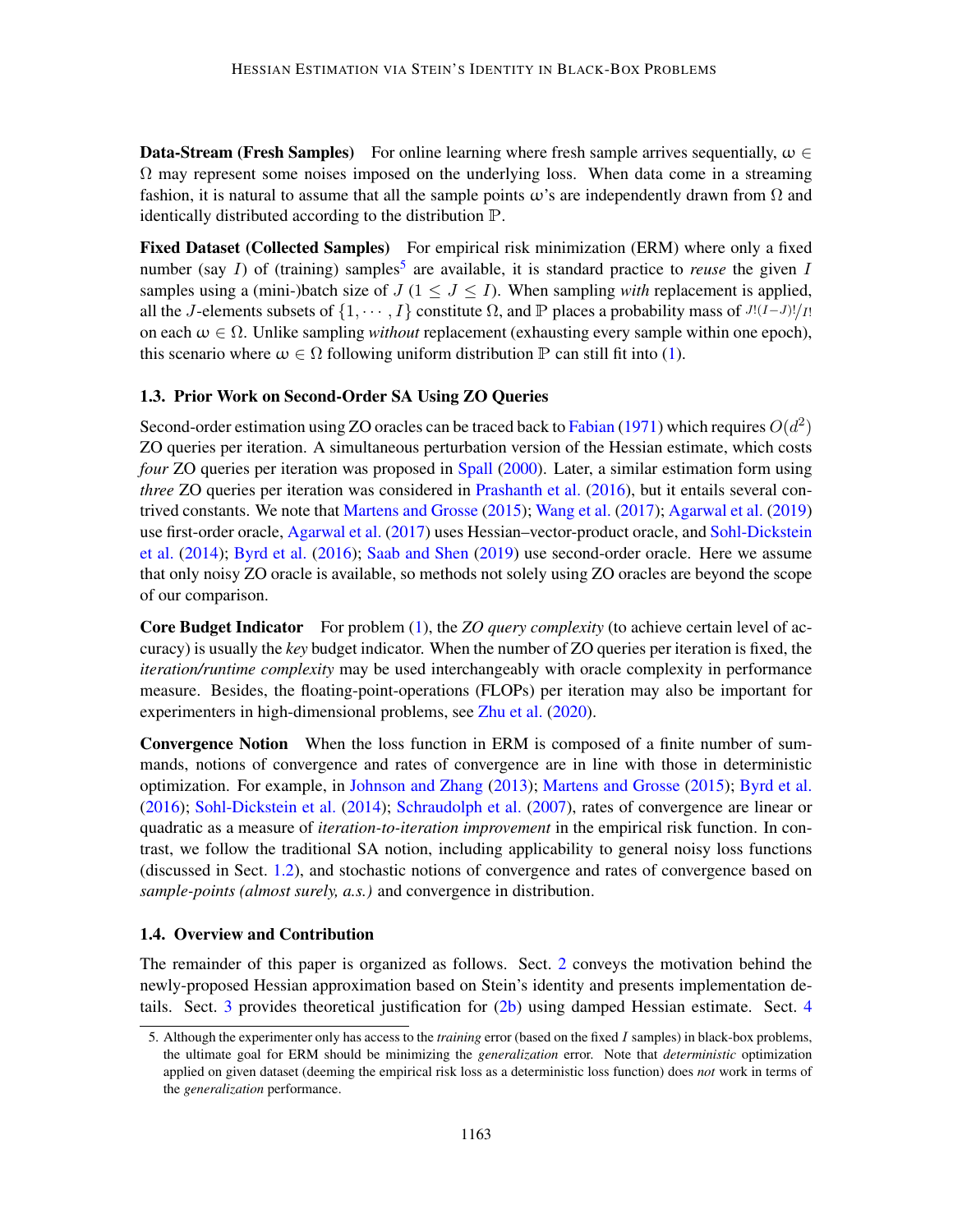**Data-Stream (Fresh Samples)** For online learning where fresh sample arrives sequentially, $\omega \in \Omega$ may represent some noises imposed on the underlying loss. When data come in a streaming fashion, it is natural to assume that all the sample points $\omega$'s are independently drawn from $\Omega$ and identically distributed according to the distribution $\mathbb{P}$.

**Fixed Dataset (Collected Samples)** For empirical risk minimization (ERM) where only a fixed number (say $I$) of (training) samples[5] are available, it is standard practice to *reuse* the given $I$ samples using a (mini-)batch size of $J$ ($1 \leq J \leq I$). When sampling *with* replacement is applied, all the $J$-elements subsets of $\{1, \cdots, I\}$ constitute $\Omega$, and $\mathbb{P}$ places a probability mass of $J!(I-J)!/I!$ on each $\omega \in \Omega$. Unlike sampling *without* replacement (exhausting every sample within one epoch), this scenario where $\omega \in \Omega$ following uniform distribution $\mathbb{P}$ can still fit into (1).

### 1.3. Prior Work on Second-Order SA Using ZO Queries

Second-order estimation using ZO oracles can be traced back to Fabian (1971) which requires $O(d^2)$ ZO queries per iteration. A simultaneous perturbation version of the Hessian estimate, which costs *four* ZO queries per iteration was proposed in Spall (2000). Later, a similar estimation form using *three* ZO queries per iteration was considered in Prashanth et al. (2016), but it entails several contrived constants. We note that Martens and Grosse (2015); Wang et al. (2017); Agarwal et al. (2019) use first-order oracle, Agarwal et al. (2017) uses Hessian–vector-product oracle, and Sohl-Dickstein et al. (2014); Byrd et al. (2016); Saab and Shen (2019) use second-order oracle. Here we assume that only noisy ZO oracle is available, so methods not solely using ZO oracles are beyond the scope of our comparison.

**Core Budget Indicator** For problem (1), the *ZO query complexity* (to achieve certain level of accuracy) is usually the *key* budget indicator. When the number of ZO queries per iteration is fixed, the *iteration/runtime complexity* may be used interchangeably with oracle complexity in performance measure. Besides, the floating-point-operations (FLOPs) per iteration may also be important for experimenters in high-dimensional problems, see Zhu et al. (2020).

**Convergence Notion** When the loss function in ERM is composed of a finite number of summands, notions of convergence and rates of convergence are in line with those in deterministic optimization. For example, in Johnson and Zhang (2013); Martens and Grosse (2015); Byrd et al. (2016); Sohl-Dickstein et al. (2014); Schraudolph et al. (2007), rates of convergence are linear or quadratic as a measure of *iteration-to-iteration improvement* in the empirical risk function. In contrast, we follow the traditional SA notion, including applicability to general noisy loss functions (discussed in Sect. 1.2), and stochastic notions of convergence and rates of convergence based on *sample-points (almost surely, a.s.)* and convergence in distribution.

### 1.4. Overview and Contribution

The remainder of this paper is organized as follows. Sect. 2 conveys the motivation behind the newly-proposed Hessian approximation based on Stein's identity and presents implementation details. Sect. 3 provides theoretical justification for (2b) using damped Hessian estimate. Sect. 4

---

5. Although the experimenter only has access to the *training* error (based on the fixed $I$ samples) in black-box problems, the ultimate goal for ERM should be minimizing the *generalization* error. Note that *deterministic* optimization applied on given dataset (deeming the empirical risk loss as a deterministic loss function) does *not* work in terms of the *generalization* performance.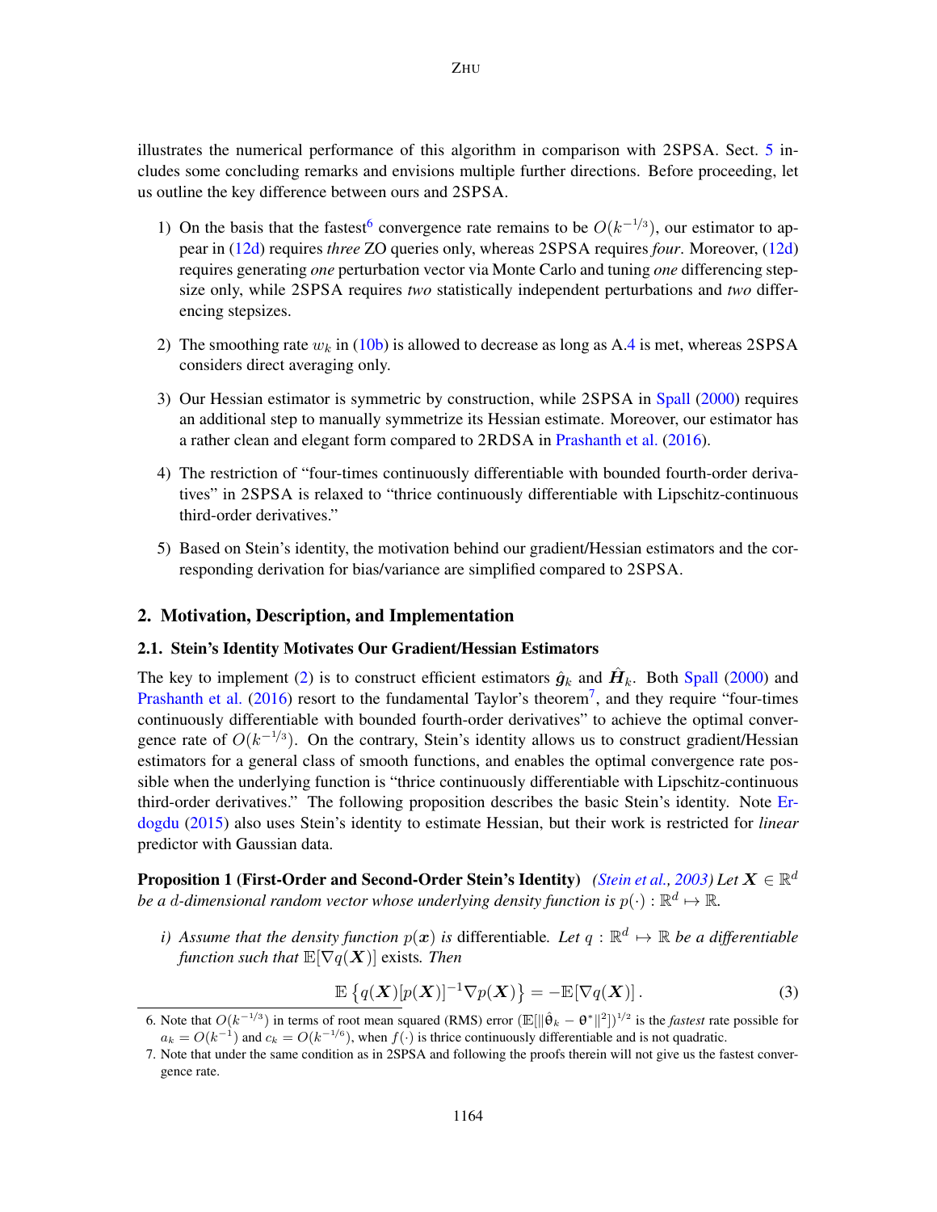illustrates the numerical performance of this algorithm in comparison with 2SPSA. Sect. 5 includes some concluding remarks and envisions multiple further directions. Before proceeding, let us outline the key difference between ours and 2SPSA.

1) On the basis that the fastest[6] convergence rate remains to be $O(k^{-1/3})$, our estimator to appear in (12d) requires *three* ZO queries only, whereas 2SPSA requires *four*. Moreover, (12d) requires generating *one* perturbation vector via Monte Carlo and tuning *one* differencing stepsize only, while 2SPSA requires *two* statistically independent perturbations and *two* differencing stepsizes.

2) The smoothing rate $w_k$ in (10b) is allowed to decrease as long as A.4 is met, whereas 2SPSA considers direct averaging only.

3) Our Hessian estimator is symmetric by construction, while 2SPSA in Spall (2000) requires an additional step to manually symmetrize its Hessian estimate. Moreover, our estimator has a rather clean and elegant form compared to 2RDSA in Prashanth et al. (2016).

4) The restriction of "four-times continuously differentiable with bounded fourth-order derivatives" in 2SPSA is relaxed to "thrice continuously differentiable with Lipschitz-continuous third-order derivatives."

5) Based on Stein's identity, the motivation behind our gradient/Hessian estimators and the corresponding derivation for bias/variance are simplified compared to 2SPSA.

## 2. Motivation, Description, and Implementation

### 2.1. Stein's Identity Motivates Our Gradient/Hessian Estimators

The key to implement (2) is to construct efficient estimators $\hat{\boldsymbol{g}}_k$ and $\hat{\boldsymbol{H}}_k$. Both Spall (2000) and Prashanth et al. (2016) resort to the fundamental Taylor's theorem[7], and they require "four-times continuously differentiable with bounded fourth-order derivatives" to achieve the optimal convergence rate of $O(k^{-1/3})$. On the contrary, Stein's identity allows us to construct gradient/Hessian estimators for a general class of smooth functions, and enables the optimal convergence rate possible when the underlying function is "thrice continuously differentiable with Lipschitz-continuous third-order derivatives." The following proposition describes the basic Stein's identity. Note Erdogdu (2015) also uses Stein's identity to estimate Hessian, but their work is restricted for *linear* predictor with Gaussian data.

**Proposition 1 (First-Order and Second-Order Stein's Identity)** *(Stein et al., 2003) Let $\boldsymbol{X} \in \mathbb{R}^d$ be a $d$-dimensional random vector whose underlying density function is $p(\cdot) : \mathbb{R}^d \mapsto \mathbb{R}$.*

*i) Assume that the density function $p(\boldsymbol{x})$ is* differentiable. *Let $q : \mathbb{R}^d \mapsto \mathbb{R}$ be a differentiable function such that $\mathbb{E}[\nabla q(\boldsymbol{X})]$ exists. Then*

$$\mathbb{E}\left\{q(\boldsymbol{X})[p(\boldsymbol{X})]^{-1}\nabla p(\boldsymbol{X})\right\} = -\mathbb{E}[\nabla q(\boldsymbol{X})]. \tag{3}$$

6. Note that $O(k^{-1/3})$ in terms of root mean squared (RMS) error $(\mathbb{E}[\|\hat{\theta}_k - \theta^*\|^2])^{1/2}$ is the *fastest* rate possible for $a_k = O(k^{-1})$ and $c_k = O(k^{-1/6})$, when $f(\cdot)$ is thrice continuously differentiable and is not quadratic.

7. Note that under the same condition as in 2SPSA and following the proofs therein will not give us the fastest convergence rate.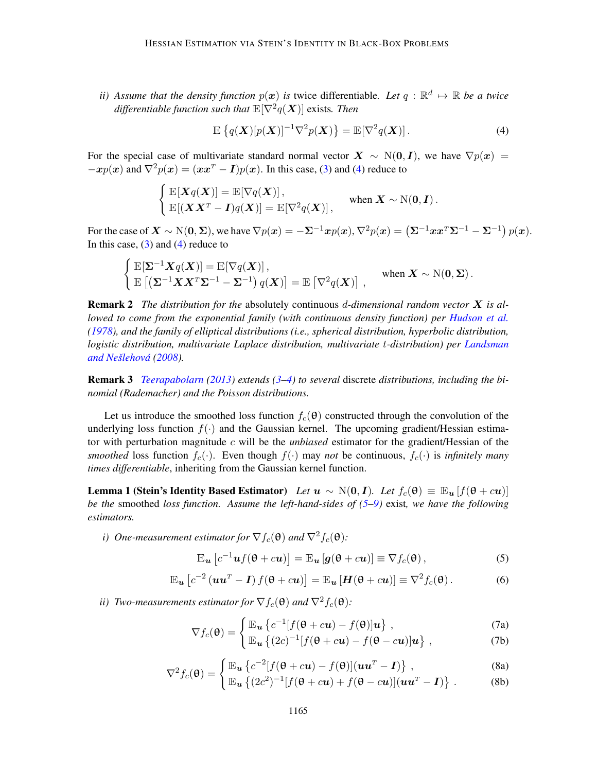*ii) Assume that the density function* $p(\boldsymbol{x})$ *is* twice differentiable. *Let* $q : \mathbb{R}^d \mapsto \mathbb{R}$ *be a twice differentiable function such that* $\mathbb{E}[\nabla^2 q(\boldsymbol{X})]$ exists. *Then*

$$\mathbb{E}\left\{q(\boldsymbol{X})[p(\boldsymbol{X})]^{-1}\nabla^2 p(\boldsymbol{X})\right\} = \mathbb{E}[\nabla^2 q(\boldsymbol{X})]\,. \tag{4}$$

For the special case of multivariate standard normal vector $\boldsymbol{X} \sim \mathrm{N}(\boldsymbol{0}, \boldsymbol{I})$, we have $\nabla p(\boldsymbol{x}) = -\boldsymbol{x}p(\boldsymbol{x})$ and $\nabla^2 p(\boldsymbol{x}) = (\boldsymbol{x}\boldsymbol{x}^T - \boldsymbol{I})p(\boldsymbol{x})$. In this case, (3) and (4) reduce to

$$\begin{cases} \mathbb{E}[\boldsymbol{X}q(\boldsymbol{X})] = \mathbb{E}[\nabla q(\boldsymbol{X})]\,, \\ \mathbb{E}[(\boldsymbol{X}\boldsymbol{X}^T - \boldsymbol{I})q(\boldsymbol{X})] = \mathbb{E}[\nabla^2 q(\boldsymbol{X})]\,, \end{cases} \quad \text{when } \boldsymbol{X} \sim \mathrm{N}(\boldsymbol{0}, \boldsymbol{I})\,.$$

For the case of $\boldsymbol{X} \sim \mathrm{N}(\boldsymbol{0}, \boldsymbol{\Sigma})$, we have $\nabla p(\boldsymbol{x}) = -\boldsymbol{\Sigma}^{-1}\boldsymbol{x}p(\boldsymbol{x})$, $\nabla^2 p(\boldsymbol{x}) = \left(\boldsymbol{\Sigma}^{-1}\boldsymbol{x}\boldsymbol{x}^T\boldsymbol{\Sigma}^{-1} - \boldsymbol{\Sigma}^{-1}\right)p(\boldsymbol{x})$. In this case, (3) and (4) reduce to

$$\begin{cases} \mathbb{E}[\boldsymbol{\Sigma}^{-1}\boldsymbol{X}q(\boldsymbol{X})] = \mathbb{E}[\nabla q(\boldsymbol{X})]\,, \\ \mathbb{E}\left[\left(\boldsymbol{\Sigma}^{-1}\boldsymbol{X}\boldsymbol{X}^T\boldsymbol{\Sigma}^{-1} - \boldsymbol{\Sigma}^{-1}\right)q(\boldsymbol{X})\right] = \mathbb{E}\left[\nabla^2 q(\boldsymbol{X})\right]\,, \end{cases} \quad \text{when } \boldsymbol{X} \sim \mathrm{N}(\boldsymbol{0}, \boldsymbol{\Sigma})\,.$$

**Remark 2** *The distribution for the* absolutely continuous $d$*-dimensional random vector* $\boldsymbol{X}$ *is allowed to come from the exponential family (with continuous density function) per Hudson et al. (1978), and the family of elliptical distributions (i.e., spherical distribution, hyperbolic distribution, logistic distribution, multivariate Laplace distribution, multivariate* $t$*-distribution) per Landsman and Nešlehová (2008).*

**Remark 3** *Teerapabolarn (2013) extends (3–4) to several* discrete *distributions, including the binomial (Rademacher) and the Poisson distributions.*

Let us introduce the smoothed loss function $f_c(\theta)$ constructed through the convolution of the underlying loss function $f(\cdot)$ and the Gaussian kernel. The upcoming gradient/Hessian estimator with perturbation magnitude $c$ will be the *unbiased* estimator for the gradient/Hessian of the *smoothed* loss function $f_c(\cdot)$. Even though $f(\cdot)$ may *not* be continuous, $f_c(\cdot)$ is *infinitely many times differentiable*, inheriting from the Gaussian kernel function.

**Lemma 1 (Stein's Identity Based Estimator)** *Let* $\boldsymbol{u} \sim \mathrm{N}(\boldsymbol{0}, \boldsymbol{I})$. *Let* $f_c(\theta) \equiv \mathbb{E}_{\boldsymbol{u}}[f(\theta + c\boldsymbol{u})]$ *be the* smoothed *loss function. Assume the left-hand-sides of (5–9)* exist, *we have the following estimators.*

*i) One-measurement estimator for* $\nabla f_c(\theta)$ *and* $\nabla^2 f_c(\theta)$*:*

$$\mathbb{E}_{\boldsymbol{u}}\left[c^{-1}\boldsymbol{u}f(\theta + c\boldsymbol{u})\right] = \mathbb{E}_{\boldsymbol{u}}\left[\boldsymbol{g}(\theta + c\boldsymbol{u})\right] \equiv \nabla f_c(\theta)\,, \tag{5}$$

$$\mathbb{E}_{\boldsymbol{u}}\left[c^{-2}\left(\boldsymbol{u}\boldsymbol{u}^T - \boldsymbol{I}\right)f(\theta + c\boldsymbol{u})\right] = \mathbb{E}_{\boldsymbol{u}}\left[\boldsymbol{H}(\theta + c\boldsymbol{u})\right] \equiv \nabla^2 f_c(\theta)\,. \tag{6}$$

*ii) Two-measurements estimator for* $\nabla f_c(\theta)$ *and* $\nabla^2 f_c(\theta)$*:*

$$\nabla f_c(\theta) = \begin{cases} \mathbb{E}_{\boldsymbol{u}}\left\{c^{-1}[f(\theta + c\boldsymbol{u}) - f(\theta)]\boldsymbol{u}\right\}\,, & \text{(7a)} \\ \mathbb{E}_{\boldsymbol{u}}\left\{(2c)^{-1}[f(\theta + c\boldsymbol{u}) - f(\theta - c\boldsymbol{u})]\boldsymbol{u}\right\}\,, & \text{(7b)} \end{cases}$$

$$\nabla^2 f_c(\theta) = \begin{cases} \mathbb{E}_{\boldsymbol{u}}\left\{c^{-2}[f(\theta + c\boldsymbol{u}) - f(\theta)](\boldsymbol{u}\boldsymbol{u}^T - \boldsymbol{I})\right\}\,, & \text{(8a)} \\ \mathbb{E}_{\boldsymbol{u}}\left\{(2c^2)^{-1}[f(\theta + c\boldsymbol{u}) + f(\theta - c\boldsymbol{u})](\boldsymbol{u}\boldsymbol{u}^T - \boldsymbol{I})\right\}\,. & \text{(8b)} \end{cases}$$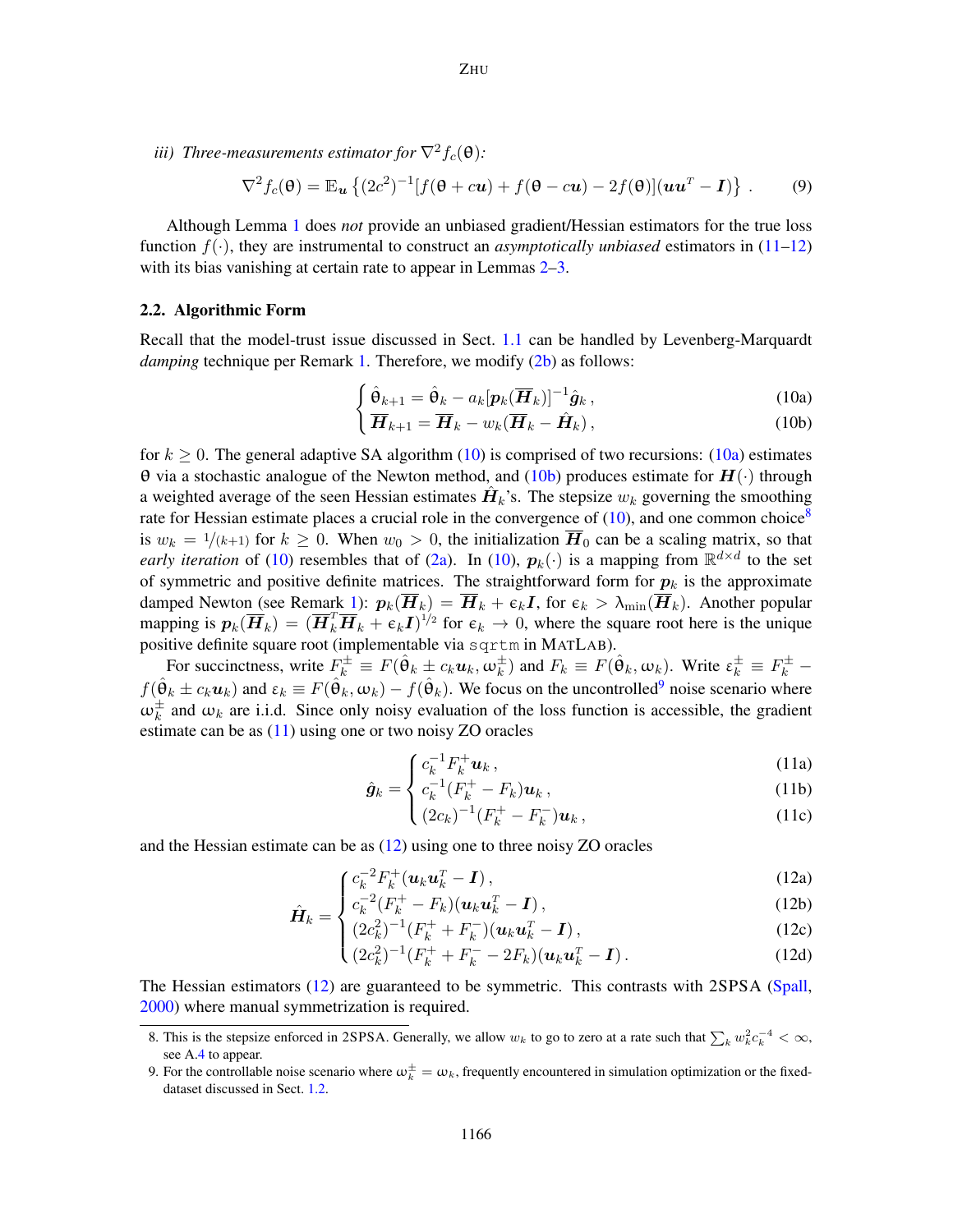*iii) Three-measurements estimator for $\nabla^2 f_c(\theta)$:*

$$\nabla^2 f_c(\theta) = \mathbb{E}_{\boldsymbol{u}} \left\{ (2c^2)^{-1} [f(\theta + c\boldsymbol{u}) + f(\theta - c\boldsymbol{u}) - 2f(\theta)](\boldsymbol{u}\boldsymbol{u}^T - \boldsymbol{I}) \right\} . \tag{9}$$

Although Lemma 1 does *not* provide an unbiased gradient/Hessian estimators for the true loss function $f(\cdot)$, they are instrumental to construct an *asymptotically unbiased* estimators in (11–12) with its bias vanishing at certain rate to appear in Lemmas 2–3.

### 2.2. Algorithmic Form

Recall that the model-trust issue discussed in Sect. 1.1 can be handled by Levenberg-Marquardt *damping* technique per Remark 1. Therefore, we modify (2b) as follows:

$$\begin{cases} \hat{\theta}_{k+1} = \hat{\theta}_k - a_k [\boldsymbol{p}_k(\overline{\boldsymbol{H}}_k)]^{-1} \hat{\boldsymbol{g}}_k \,, & (10a) \\ \overline{\boldsymbol{H}}_{k+1} = \overline{\boldsymbol{H}}_k - w_k (\overline{\boldsymbol{H}}_k - \hat{\boldsymbol{H}}_k) \,, & (10b) \end{cases}$$

for $k \geq 0$. The general adaptive SA algorithm (10) is comprised of two recursions: (10a) estimates $\theta$ via a stochastic analogue of the Newton method, and (10b) produces estimate for $\boldsymbol{H}(\cdot)$ through a weighted average of the seen Hessian estimates $\hat{\boldsymbol{H}}_k$'s. The stepsize $w_k$ governing the smoothing rate for Hessian estimate places a crucial role in the convergence of (10), and one common choice[8] is $w_k = 1/(k+1)$ for $k \geq 0$. When $w_0 > 0$, the initialization $\overline{\boldsymbol{H}}_0$ can be a scaling matrix, so that *early iteration* of (10) resembles that of (2a). In (10), $\boldsymbol{p}_k(\cdot)$ is a mapping from $\mathbb{R}^{d \times d}$ to the set of symmetric and positive definite matrices. The straightforward form for $\boldsymbol{p}_k$ is the approximate damped Newton (see Remark 1): $\boldsymbol{p}_k(\overline{\boldsymbol{H}}_k) = \overline{\boldsymbol{H}}_k + \epsilon_k \boldsymbol{I}$, for $\epsilon_k > \lambda_{\min}(\overline{\boldsymbol{H}}_k)$. Another popular mapping is $\boldsymbol{p}_k(\overline{\boldsymbol{H}}_k) = (\overline{\boldsymbol{H}}_k^T \overline{\boldsymbol{H}}_k + \epsilon_k \boldsymbol{I})^{1/2}$ for $\epsilon_k \to 0$, where the square root here is the unique positive definite square root (implementable via `sqrtm` in MATLAB).

For succinctness, write $F_k^{\pm} \equiv F(\hat{\theta}_k \pm c_k \boldsymbol{u}_k, \omega_k^{\pm})$ and $F_k \equiv F(\hat{\theta}_k, \omega_k)$. Write $\varepsilon_k^{\pm} \equiv F_k^{\pm} - f(\hat{\theta}_k \pm c_k \boldsymbol{u}_k)$ and $\varepsilon_k \equiv F(\hat{\theta}_k, \omega_k) - f(\hat{\theta}_k)$. We focus on the uncontrolled[9] noise scenario where $\omega_k^{\pm}$ and $\omega_k$ are i.i.d. Since only noisy evaluation of the loss function is accessible, the gradient estimate can be as (11) using one or two noisy ZO oracles

$$\hat{\boldsymbol{g}}_k = \begin{cases} c_k^{-1} F_k^+ \boldsymbol{u}_k \,, & (11a) \\ c_k^{-1} (F_k^+ - F_k) \boldsymbol{u}_k \,, & (11b) \\ (2c_k)^{-1} (F_k^+ - F_k^-) \boldsymbol{u}_k \,, & (11c) \end{cases}$$

and the Hessian estimate can be as (12) using one to three noisy ZO oracles

$$\hat{\boldsymbol{H}}_k = \begin{cases} c_k^{-2} F_k^+ (\boldsymbol{u}_k \boldsymbol{u}_k^T - \boldsymbol{I}) \,, & (12a) \\ c_k^{-2} (F_k^+ - F_k)(\boldsymbol{u}_k \boldsymbol{u}_k^T - \boldsymbol{I}) \,, & (12b) \\ (2c_k^2)^{-1} (F_k^+ + F_k^-)(\boldsymbol{u}_k \boldsymbol{u}_k^T - \boldsymbol{I}) \,, & (12c) \\ (2c_k^2)^{-1} (F_k^+ + F_k^- - 2F_k)(\boldsymbol{u}_k \boldsymbol{u}_k^T - \boldsymbol{I}) \,. & (12d) \end{cases}$$

The Hessian estimators (12) are guaranteed to be symmetric. This contrasts with 2SPSA (Spall, 2000) where manual symmetrization is required.

---

8. This is the stepsize enforced in 2SPSA. Generally, we allow $w_k$ to go to zero at a rate such that $\sum_k w_k^2 c_k^{-4} < \infty$, see A.4 to appear.

9. For the controllable noise scenario where $\omega_k^{\pm} = \omega_k$, frequently encountered in simulation optimization or the fixed-dataset discussed in Sect. 1.2.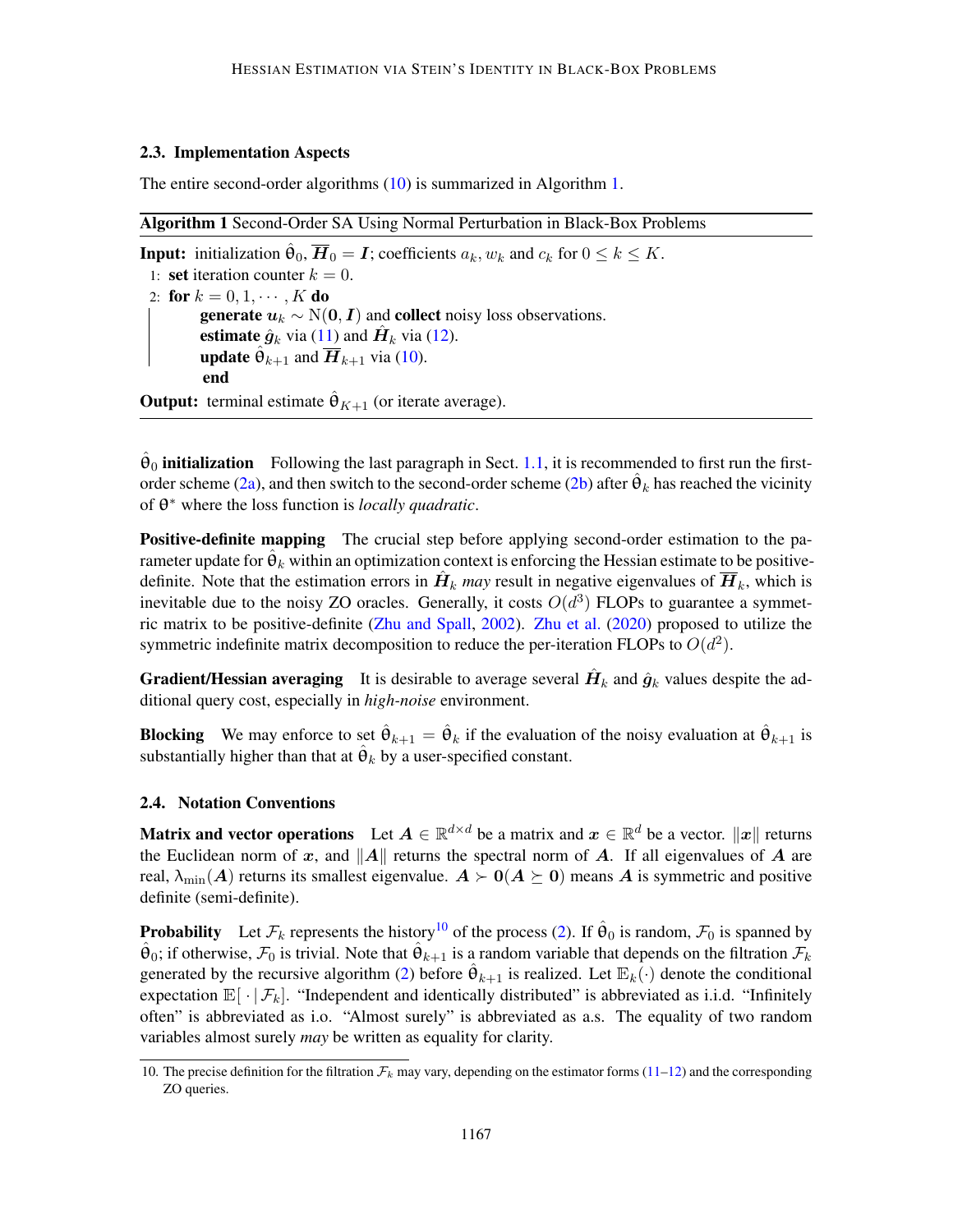### 2.3. Implementation Aspects

The entire second-order algorithms (10) is summarized in Algorithm 1.

**Algorithm 1** Second-Order SA Using Normal Perturbation in Black-Box Problems

**Input:** initialization $\hat{\theta}_0$, $\overline{\boldsymbol{H}}_0 = \boldsymbol{I}$; coefficients $a_k, w_k$ and $c_k$ for $0 \le k \le K$.

1: **set** iteration counter $k = 0$.

2: **for** $k = 0, 1, \cdots, K$ **do**

  **generate** $\boldsymbol{u}_k \sim \mathrm{N}(\boldsymbol{0}, \boldsymbol{I})$ and **collect** noisy loss observations.

  **estimate** $\hat{\boldsymbol{g}}_k$ via (11) and $\hat{\boldsymbol{H}}_k$ via (12).

  **update** $\hat{\theta}_{k+1}$ and $\overline{\boldsymbol{H}}_{k+1}$ via (10).

  **end**

**Output:** terminal estimate $\hat{\theta}_{K+1}$ (or iterate average).

**$\hat{\theta}_0$ initialization** Following the last paragraph in Sect. 1.1, it is recommended to first run the first-order scheme (2a), and then switch to the second-order scheme (2b) after $\hat{\theta}_k$ has reached the vicinity of $\theta^*$ where the loss function is *locally quadratic*.

**Positive-definite mapping** The crucial step before applying second-order estimation to the parameter update for $\hat{\theta}_k$ within an optimization context is enforcing the Hessian estimate to be positive-definite. Note that the estimation errors in $\hat{\boldsymbol{H}}_k$ *may* result in negative eigenvalues of $\overline{\boldsymbol{H}}_k$, which is inevitable due to the noisy ZO oracles. Generally, it costs $O(d^3)$ FLOPs to guarantee a symmetric matrix to be positive-definite (Zhu and Spall, 2002). Zhu et al. (2020) proposed to utilize the symmetric indefinite matrix decomposition to reduce the per-iteration FLOPs to $O(d^2)$.

**Gradient/Hessian averaging** It is desirable to average several $\hat{\boldsymbol{H}}_k$ and $\hat{\boldsymbol{g}}_k$ values despite the additional query cost, especially in *high-noise* environment.

**Blocking** We may enforce to set $\hat{\theta}_{k+1} = \hat{\theta}_k$ if the evaluation of the noisy evaluation at $\hat{\theta}_{k+1}$ is substantially higher than that at $\hat{\theta}_k$ by a user-specified constant.

### 2.4. Notation Conventions

**Matrix and vector operations** Let $\boldsymbol{A} \in \mathbb{R}^{d\times d}$ be a matrix and $\boldsymbol{x} \in \mathbb{R}^d$ be a vector. $\|\boldsymbol{x}\|$ returns the Euclidean norm of $\boldsymbol{x}$, and $\|\boldsymbol{A}\|$ returns the spectral norm of $\boldsymbol{A}$. If all eigenvalues of $\boldsymbol{A}$ are real, $\lambda_{\min}(\boldsymbol{A})$ returns its smallest eigenvalue. $\boldsymbol{A} \succ \boldsymbol{0}$ ($\boldsymbol{A} \succeq \boldsymbol{0}$) means $\boldsymbol{A}$ is symmetric and positive definite (semi-definite).

**Probability** Let $\mathcal{F}_k$ represents the history[10] of the process (2). If $\hat{\theta}_0$ is random, $\mathcal{F}_0$ is spanned by $\hat{\theta}_0$; if otherwise, $\mathcal{F}_0$ is trivial. Note that $\hat{\theta}_{k+1}$ is a random variable that depends on the filtration $\mathcal{F}_k$ generated by the recursive algorithm (2) before $\hat{\theta}_{k+1}$ is realized. Let $\mathbb{E}_k(\cdot)$ denote the conditional expectation $\mathbb{E}[\,\cdot\,|\,\mathcal{F}_k]$. "Independent and identically distributed" is abbreviated as i.i.d. "Infinitely often" is abbreviated as i.o. "Almost surely" is abbreviated as a.s. The equality of two random variables almost surely *may* be written as equality for clarity.

10. The precise definition for the filtration $\mathcal{F}_k$ may vary, depending on the estimator forms (11–12) and the corresponding ZO queries.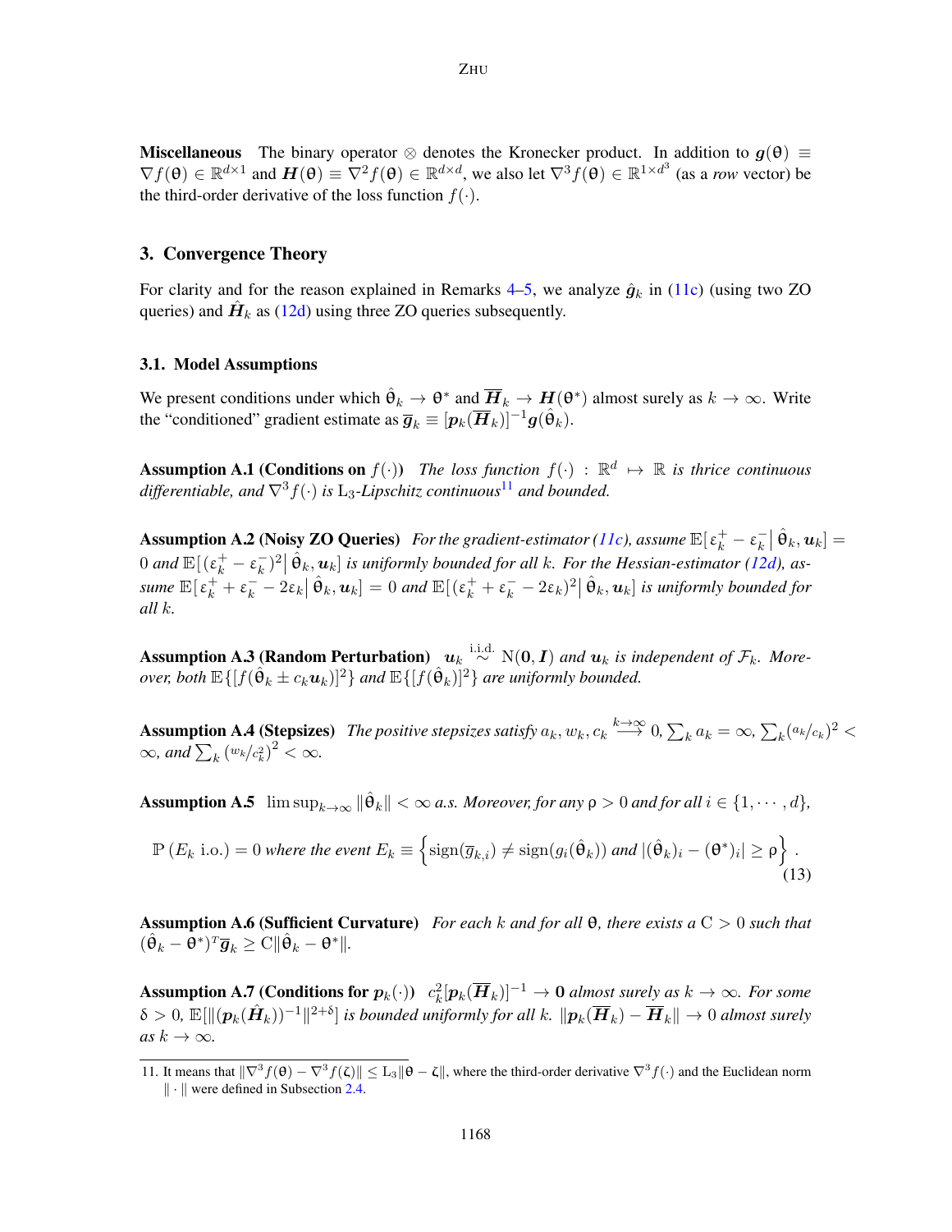**Miscellaneous** The binary operator $\otimes$ denotes the Kronecker product. In addition to $\boldsymbol{g}(\theta) \equiv \nabla f(\theta) \in \mathbb{R}^{d\times 1}$ and $\boldsymbol{H}(\theta) \equiv \nabla^2 f(\theta) \in \mathbb{R}^{d\times d}$, we also let $\nabla^3 f(\theta) \in \mathbb{R}^{1\times d^3}$ (as a *row* vector) be the third-order derivative of the loss function $f(\cdot)$.

## 3. Convergence Theory

For clarity and for the reason explained in Remarks 4–5, we analyze $\hat{\boldsymbol{g}}_k$ in (11c) (using two ZO queries) and $\hat{\boldsymbol{H}}_k$ as (12d) using three ZO queries subsequently.

### 3.1. Model Assumptions

We present conditions under which $\hat{\theta}_k \to \theta^*$ and $\overline{\boldsymbol{H}}_k \to \boldsymbol{H}(\theta^*)$ almost surely as $k \to \infty$. Write the "conditioned" gradient estimate as $\overline{\boldsymbol{g}}_k \equiv [\boldsymbol{p}_k(\overline{\boldsymbol{H}}_k)]^{-1}\boldsymbol{g}(\hat{\theta}_k)$.

**Assumption A.1 (Conditions on $f(\cdot)$)** *The loss function $f(\cdot) : \mathbb{R}^d \mapsto \mathbb{R}$ is thrice continuous differentiable, and $\nabla^3 f(\cdot)$ is $\mathrm{L}_3$-Lipschitz continuous*[11] *and bounded.*

**Assumption A.2 (Noisy ZO Queries)** *For the gradient-estimator (11c), assume $\mathbb{E}[\,\varepsilon_k^+ - \varepsilon_k^- \,|\, \hat{\theta}_k, \boldsymbol{u}_k] = 0$ and $\mathbb{E}[(\varepsilon_k^+ - \varepsilon_k^-)^2 \,|\, \hat{\theta}_k, \boldsymbol{u}_k]$ is uniformly bounded for all $k$. For the Hessian-estimator (12d), assume $\mathbb{E}[\,\varepsilon_k^+ + \varepsilon_k^- - 2\varepsilon_k \,|\, \hat{\theta}_k, \boldsymbol{u}_k] = 0$ and $\mathbb{E}[(\varepsilon_k^+ + \varepsilon_k^- - 2\varepsilon_k)^2 \,|\, \hat{\theta}_k, \boldsymbol{u}_k]$ is uniformly bounded for all $k$.*

**Assumption A.3 (Random Perturbation)** *$\boldsymbol{u}_k \overset{\text{i.i.d.}}{\sim} \mathrm{N}(\boldsymbol{0}, \boldsymbol{I})$ and $\boldsymbol{u}_k$ is independent of $\mathcal{F}_k$. Moreover, both $\mathbb{E}\{[f(\hat{\theta}_k \pm c_k\boldsymbol{u}_k)]^2\}$ and $\mathbb{E}\{[f(\hat{\theta}_k)]^2\}$ are uniformly bounded.*

**Assumption A.4 (Stepsizes)** *The positive stepsizes satisfy $a_k, w_k, c_k \overset{k\to\infty}{\longrightarrow} 0$, $\sum_k a_k = \infty$, $\sum_k (a_k/c_k)^2 < \infty$, and $\sum_k (w_k/c_k^2)^2 < \infty$.*

**Assumption A.5** $\limsup_{k\to\infty} \|\hat{\theta}_k\| < \infty$ *a.s. Moreover, for any $\rho > 0$ and for all $i \in \{1, \cdots, d\}$,*

$$\mathbb{P}\left(E_k \text{ i.o.}\right) = 0 \text{ where the event } E_k \equiv \left\{\operatorname{sign}(\overline{g}_{k,i}) \neq \operatorname{sign}(g_i(\hat{\theta}_k)) \text{ and } |(\hat{\theta}_k)_i - (\theta^*)_i| \geq \rho\right\}. \tag{13}$$

**Assumption A.6 (Sufficient Curvature)** *For each $k$ and for all $\theta$, there exists a $\mathrm{C} > 0$ such that $(\hat{\theta}_k - \theta^*)^T\overline{\boldsymbol{g}}_k \geq \mathrm{C}\|\hat{\theta}_k - \theta^*\|$.*

**Assumption A.7 (Conditions for $\boldsymbol{p}_k(\cdot)$)** *$c_k^2[\boldsymbol{p}_k(\overline{\boldsymbol{H}}_k)]^{-1} \to \boldsymbol{0}$ almost surely as $k \to \infty$. For some $\delta > 0$, $\mathbb{E}[\|(\boldsymbol{p}_k(\hat{\boldsymbol{H}}_k))^{-1}\|^{2+\delta}]$ is bounded uniformly for all $k$. $\|\boldsymbol{p}_k(\overline{\boldsymbol{H}}_k) - \overline{\boldsymbol{H}}_k\| \to 0$ almost surely as $k \to \infty$.*

---

11. It means that $\|\nabla^3 f(\theta) - \nabla^3 f(\zeta)\| \leq \mathrm{L}_3\|\theta - \zeta\|$, where the third-order derivative $\nabla^3 f(\cdot)$ and the Euclidean norm $\|\cdot\|$ were defined in Subsection 2.4.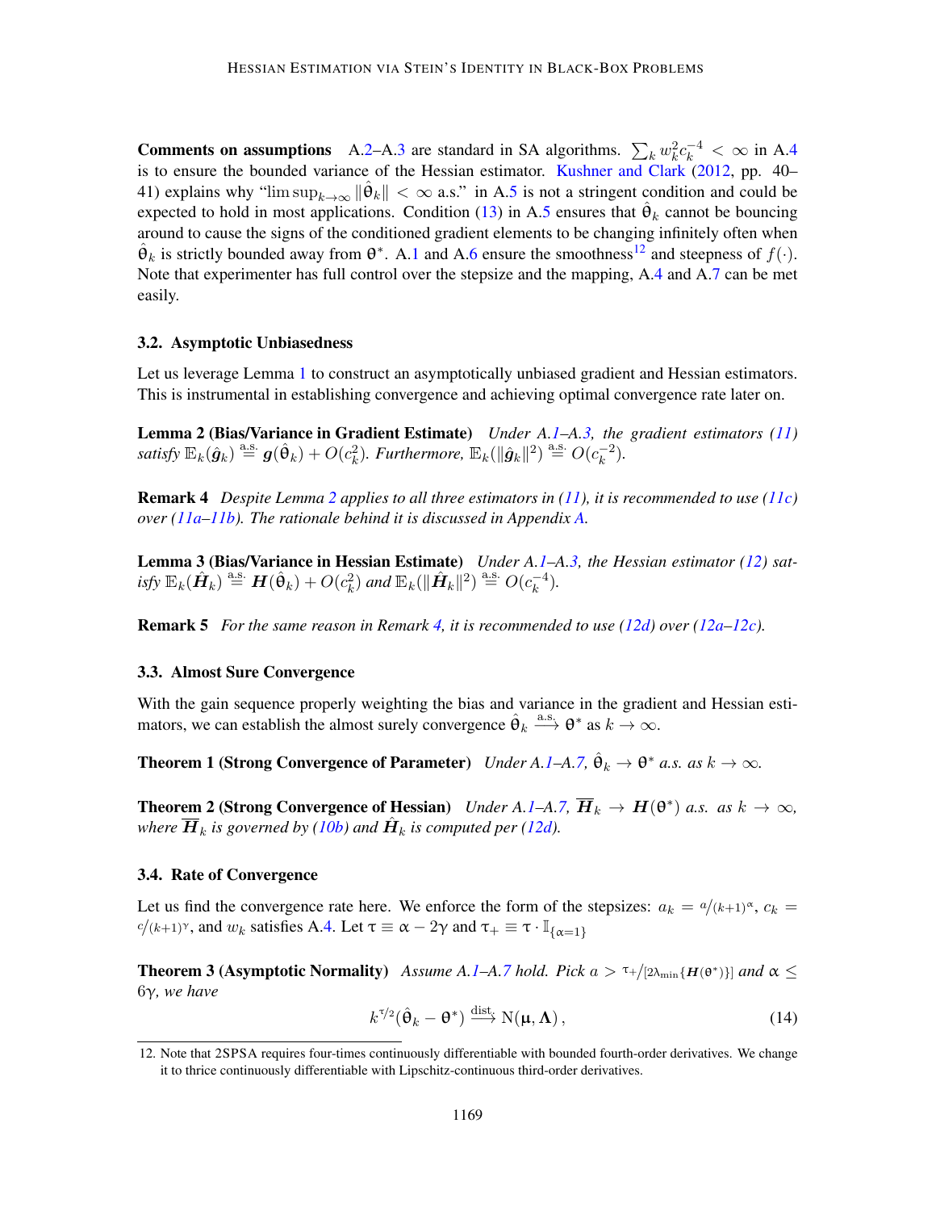**Comments on assumptions** A.2–A.3 are standard in SA algorithms. $\sum_k w_k^2 c_k^{-4} < \infty$ in A.4 is to ensure the bounded variance of the Hessian estimator. Kushner and Clark (2012, pp. 40–41) explains why "$\limsup_{k\to\infty} \|\hat{\theta}_k\| < \infty$ a.s." in A.5 is not a stringent condition and could be expected to hold in most applications. Condition (13) in A.5 ensures that $\hat{\theta}_k$ cannot be bouncing around to cause the signs of the conditioned gradient elements to be changing infinitely often when $\hat{\theta}_k$ is strictly bounded away from $\theta^*$. A.1 and A.6 ensure the smoothness[12] and steepness of $f(\cdot)$. Note that experimenter has full control over the stepsize and the mapping, A.4 and A.7 can be met easily.

### 3.2. Asymptotic Unbiasedness

Let us leverage Lemma 1 to construct an asymptotically unbiased gradient and Hessian estimators. This is instrumental in establishing convergence and achieving optimal convergence rate later on.

**Lemma 2 (Bias/Variance in Gradient Estimate)** *Under A.1–A.3, the gradient estimators (11) satisfy* $\mathbb{E}_k(\hat{\boldsymbol{g}}_k) \overset{\text{a.s.}}{=} \boldsymbol{g}(\hat{\theta}_k) + O(c_k^2)$. *Furthermore,* $\mathbb{E}_k(\|\hat{\boldsymbol{g}}_k\|^2) \overset{\text{a.s.}}{=} O(c_k^{-2})$.

**Remark 4** *Despite Lemma 2 applies to all three estimators in (11), it is recommended to use (11c) over (11a–11b). The rationale behind it is discussed in Appendix A.*

**Lemma 3 (Bias/Variance in Hessian Estimate)** *Under A.1–A.3, the Hessian estimator (12) satisfy* $\mathbb{E}_k(\hat{\boldsymbol{H}}_k) \overset{\text{a.s.}}{=} \boldsymbol{H}(\hat{\theta}_k) + O(c_k^2)$ *and* $\mathbb{E}_k(\|\hat{\boldsymbol{H}}_k\|^2) \overset{\text{a.s.}}{=} O(c_k^{-4})$.

**Remark 5** *For the same reason in Remark 4, it is recommended to use (12d) over (12a–12c).*

### 3.3. Almost Sure Convergence

With the gain sequence properly weighting the bias and variance in the gradient and Hessian estimators, we can establish the almost surely convergence $\hat{\theta}_k \overset{\text{a.s.}}{\longrightarrow} \theta^*$ as $k \to \infty$.

**Theorem 1 (Strong Convergence of Parameter)** *Under A.1–A.7,* $\hat{\theta}_k \to \theta^*$ *a.s. as* $k \to \infty$.

**Theorem 2 (Strong Convergence of Hessian)** *Under A.1–A.7,* $\overline{\boldsymbol{H}}_k \to \boldsymbol{H}(\theta^*)$ *a.s. as* $k \to \infty$, *where* $\overline{\boldsymbol{H}}_k$ *is governed by (10b) and* $\hat{\boldsymbol{H}}_k$ *is computed per (12d).*

### 3.4. Rate of Convergence

Let us find the convergence rate here. We enforce the form of the stepsizes: $a_k = a/(k+1)^\alpha$, $c_k = c/(k+1)^\gamma$, and $w_k$ satisfies A.4. Let $\tau \equiv \alpha - 2\gamma$ and $\tau_+ \equiv \tau \cdot \mathbb{I}_{\{\alpha=1\}}$

**Theorem 3 (Asymptotic Normality)** *Assume A.1–A.7 hold. Pick* $a > \tau_+/[2\lambda_{\min}\{\boldsymbol{H}(\theta^*)\}]$ *and* $\alpha \le 6\gamma$, *we have*

$$k^{\tau/2}(\hat{\theta}_k - \theta^*) \overset{\text{dist.}}{\longrightarrow} \mathrm{N}(\boldsymbol{\mu}, \boldsymbol{\Lambda}), \tag{14}$$

[12] Note that 2SPSA requires four-times continuously differentiable with bounded fourth-order derivatives. We change it to thrice continuously differentiable with Lipschitz-continuous third-order derivatives.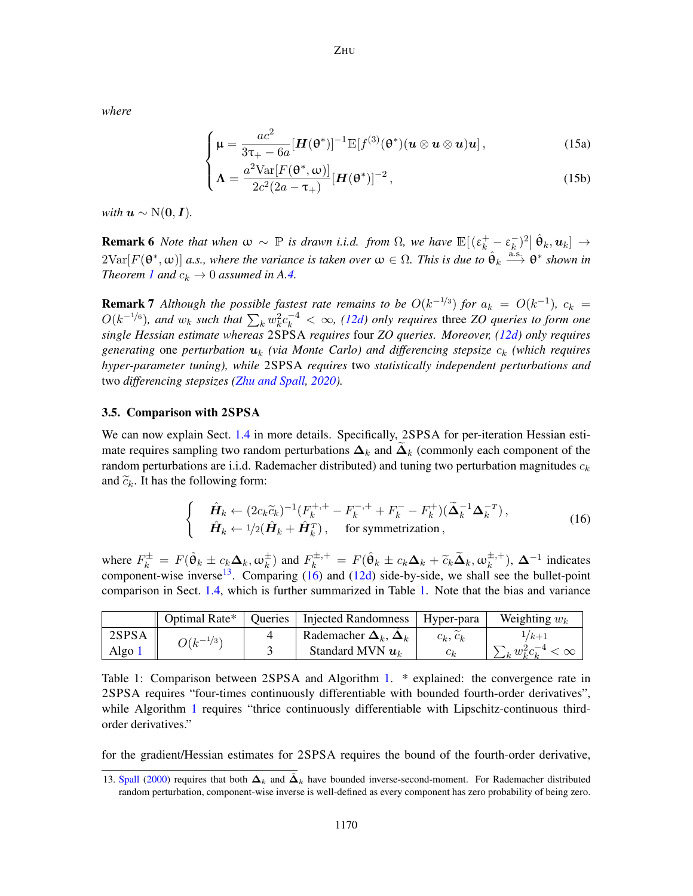*where*

$$
\begin{cases}
\mu = \dfrac{ac^2}{3\tau_+ - 6a}[\boldsymbol{H}(\theta^*)]^{-1}\mathbb{E}[f^{(3)}(\theta^*)(\boldsymbol{u}\otimes\boldsymbol{u}\otimes\boldsymbol{u})\boldsymbol{u}]\,, & \text{(15a)}\\[2ex]
\boldsymbol{\Lambda} = \dfrac{a^2\text{Var}[F(\theta^*,\omega)]}{2c^2(2a-\tau_+)}[\boldsymbol{H}(\theta^*)]^{-2}\,, & \text{(15b)}
\end{cases}
$$

*with* $\boldsymbol{u} \sim \mathrm{N}(\boldsymbol{0}, \boldsymbol{I})$.

**Remark 6** *Note that when* $\omega \sim \mathbb{P}$ *is drawn i.i.d. from* $\Omega$*, we have* $\mathbb{E}[(\varepsilon_k^+ - \varepsilon_k^-)^2 |\, \hat{\theta}_k, \boldsymbol{u}_k] \to 2\text{Var}[F(\theta^*,\omega)]$ *a.s., where the variance is taken over* $\omega \in \Omega$*. This is due to* $\hat{\theta}_k \xrightarrow{\text{a.s.}} \theta^*$ *shown in Theorem 1 and* $c_k \to 0$ *assumed in A.4.*

**Remark 7** *Although the possible fastest rate remains to be* $O(k^{-1/3})$ *for* $a_k = O(k^{-1})$*,* $c_k = O(k^{-1/6})$*, and* $w_k$ *such that* $\sum_k w_k^2 c_k^{-4} < \infty$*, (12d) only requires* three *ZO queries to form one single Hessian estimate whereas* 2SPSA *requires* four *ZO queries. Moreover, (12d) only requires generating* one *perturbation* $\boldsymbol{u}_k$ *(via Monte Carlo) and differencing stepsize* $c_k$ *(which requires hyper-parameter tuning), while* 2SPSA *requires* two *statistically independent perturbations and* two *differencing stepsizes (Zhu and Spall, 2020).*

### 3.5. Comparison with 2SPSA

We can now explain Sect. 1.4 in more details. Specifically, 2SPSA for per-iteration Hessian estimate requires sampling two random perturbations $\boldsymbol{\Delta}_k$ and $\widetilde{\boldsymbol{\Delta}}_k$ (commonly each component of the random perturbations are i.i.d. Rademacher distributed) and tuning two perturbation magnitudes $c_k$ and $\widetilde{c}_k$. It has the following form:

$$
\begin{cases}
\hat{\boldsymbol{H}}_k \leftarrow (2c_k\widetilde{c}_k)^{-1}(F_k^{+,+} - F_k^{-,+} + F_k^- - F_k^+)(\widetilde{\boldsymbol{\Delta}}_k^{-1}\boldsymbol{\Delta}_k^{-T})\,,\\
\hat{\boldsymbol{H}}_k \leftarrow 1/2(\hat{\boldsymbol{H}}_k + \hat{\boldsymbol{H}}_k^T)\,, \quad \text{for symmetrization}\,,
\end{cases} \tag{16}
$$

where $F_k^{\pm} = F(\hat{\theta}_k \pm c_k\boldsymbol{\Delta}_k, \omega_k^{\pm})$ and $F_k^{\pm,+} = F(\hat{\theta}_k \pm c_k\boldsymbol{\Delta}_k + \widetilde{c}_k\widetilde{\boldsymbol{\Delta}}_k, \omega_k^{\pm,+})$, $\boldsymbol{\Delta}^{-1}$ indicates component-wise inverse[13]. Comparing (16) and (12d) side-by-side, we shall see the bullet-point comparison in Sect. 1.4, which is further summarized in Table 1. Note that the bias and variance

| | Optimal Rate* | Queries | Injected Randomness | Hyper-para | Weighting $w_k$ |
|---|---|---|---|---|---|
| 2SPSA | $O(k^{-1/3})$ | 4 | Rademacher $\boldsymbol{\Delta}_k$, $\widetilde{\boldsymbol{\Delta}}_k$ | $c_k$, $\widetilde{c}_k$ | $1/k+1$ |
| Algo 1 | | 3 | Standard MVN $\boldsymbol{u}_k$ | $c_k$ | $\sum_k w_k^2 c_k^{-4} < \infty$ |

Table 1: Comparison between 2SPSA and Algorithm 1. * explained: the convergence rate in 2SPSA requires "four-times continuously differentiable with bounded fourth-order derivatives", while Algorithm 1 requires "thrice continuously differentiable with Lipschitz-continuous third-order derivatives."

for the gradient/Hessian estimates for 2SPSA requires the bound of the fourth-order derivative,

13. Spall (2000) requires that both $\boldsymbol{\Delta}_k$ and $\tilde{\boldsymbol{\Delta}}_k$ have bounded inverse-second-moment. For Rademacher distributed random perturbation, component-wise inverse is well-defined as every component has zero probability of being zero.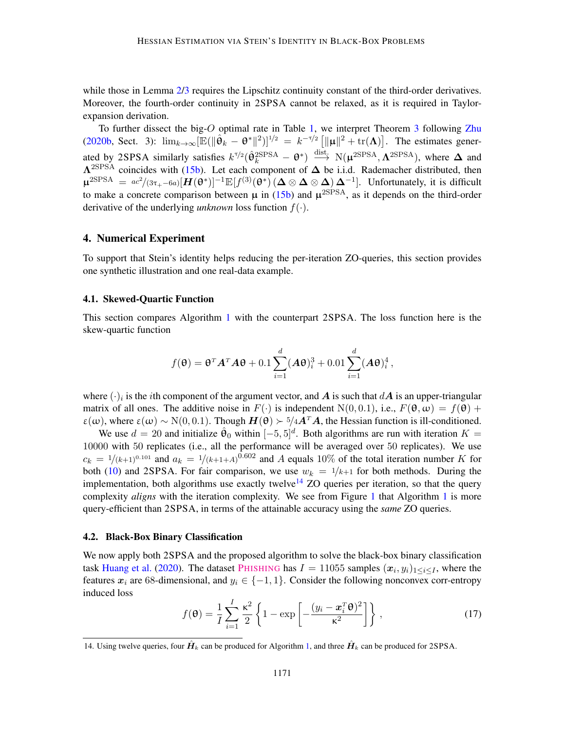while those in Lemma 2/3 requires the Lipschitz continuity constant of the third-order derivatives. Moreover, the fourth-order continuity in 2SPSA cannot be relaxed, as it is required in Taylor-expansion derivation.

To further dissect the big-$O$ optimal rate in Table 1, we interpret Theorem 3 following Zhu (2020b, Sect. 3): $\lim_{k\to\infty}[\mathbb{E}(\|\hat{\theta}_k - \theta^*\|^2)]^{1/2} = k^{-\tau/2}\left[\|\mu\|^2 + \mathrm{tr}(\Lambda)\right]$. The estimates generated by 2SPSA similarly satisfies $k^{\tau/2}(\hat{\theta}_k^{\mathrm{2SPSA}} - \theta^*) \xrightarrow{\text{dist.}} \mathrm{N}(\mu^{\mathrm{2SPSA}}, \Lambda^{\mathrm{2SPSA}})$, where $\boldsymbol{\Delta}$ and $\Lambda^{\mathrm{2SPSA}}$ coincides with (15b). Let each component of $\boldsymbol{\Delta}$ be i.i.d. Rademacher distributed, then $\mu^{\mathrm{2SPSA}} = {}^{ac^2}/_{(3\tau_+ - 6a)}[\boldsymbol{H}(\theta^*)]^{-1}\mathbb{E}[f^{(3)}(\theta^*)\,(\boldsymbol{\Delta}\otimes\boldsymbol{\Delta}\otimes\boldsymbol{\Delta})\,\boldsymbol{\Delta}^{-1}]$. Unfortunately, it is difficult to make a concrete comparison between $\mu$ in (15b) and $\mu^{\mathrm{2SPSA}}$, as it depends on the third-order derivative of the underlying *unknown* loss function $f(\cdot)$.

## 4. Numerical Experiment

To support that Stein's identity helps reducing the per-iteration ZO-queries, this section provides one synthetic illustration and one real-data example.

### 4.1. Skewed-Quartic Function

This section compares Algorithm 1 with the counterpart 2SPSA. The loss function here is the skew-quartic function

$$f(\theta) = \theta^T \boldsymbol{A}^T \boldsymbol{A}\theta + 0.1\sum_{i=1}^{d}(\boldsymbol{A}\theta)_i^3 + 0.01\sum_{i=1}^{d}(\boldsymbol{A}\theta)_i^4\,,$$

where $(\cdot)_i$ is the $i$th component of the argument vector, and $\boldsymbol{A}$ is such that $d\boldsymbol{A}$ is an upper-triangular matrix of all ones. The additive noise in $F(\cdot)$ is independent $\mathrm{N}(0, 0.1)$, i.e., $F(\theta,\omega) = f(\theta) + \varepsilon(\omega)$, where $\varepsilon(\omega) \sim \mathrm{N}(0, 0.1)$. Though $\boldsymbol{H}(\theta) \succ {}^{5}/_{4}\boldsymbol{A}^T\boldsymbol{A}$, the Hessian function is ill-conditioned.

We use $d = 20$ and initialize $\hat{\theta}_0$ within $[-5, 5]^d$. Both algorithms are run with iteration $K = 10000$ with 50 replicates (i.e., all the performance will be averaged over 50 replicates). We use $c_k = {}^{1}/_{(k+1)^{0.101}}$ and $a_k = {}^{1}/_{(k+1+A)}{}^{0.602}$ and $A$ equals 10% of the total iteration number $K$ for both (10) and 2SPSA. For fair comparison, we use $w_k = {}^{1}/_{k+1}$ for both methods. During the implementation, both algorithms use exactly twelve[14] ZO queries per iteration, so that the query complexity *aligns* with the iteration complexity. We see from Figure 1 that Algorithm 1 is more query-efficient than 2SPSA, in terms of the attainable accuracy using the *same* ZO queries.

### 4.2. Black-Box Binary Classification

We now apply both 2SPSA and the proposed algorithm to solve the black-box binary classification task Huang et al. (2020). The dataset PHISHING has $I = 11055$ samples $(\boldsymbol{x}_i, y_i)_{1\le i\le I}$, where the features $\boldsymbol{x}_i$ are 68-dimensional, and $y_i \in \{-1, 1\}$. Consider the following nonconvex corr-entropy induced loss

$$f(\theta) = \frac{1}{I}\sum_{i=1}^{I}\frac{\kappa^2}{2}\left\{1 - \exp\left[-\frac{(y_i - \boldsymbol{x}_i^T\theta)^2}{\kappa^2}\right]\right\}\,, \tag{17}$$

14. Using twelve queries, four $\hat{\boldsymbol{H}}_k$ can be produced for Algorithm 1, and three $\hat{\boldsymbol{H}}_k$ can be produced for 2SPSA.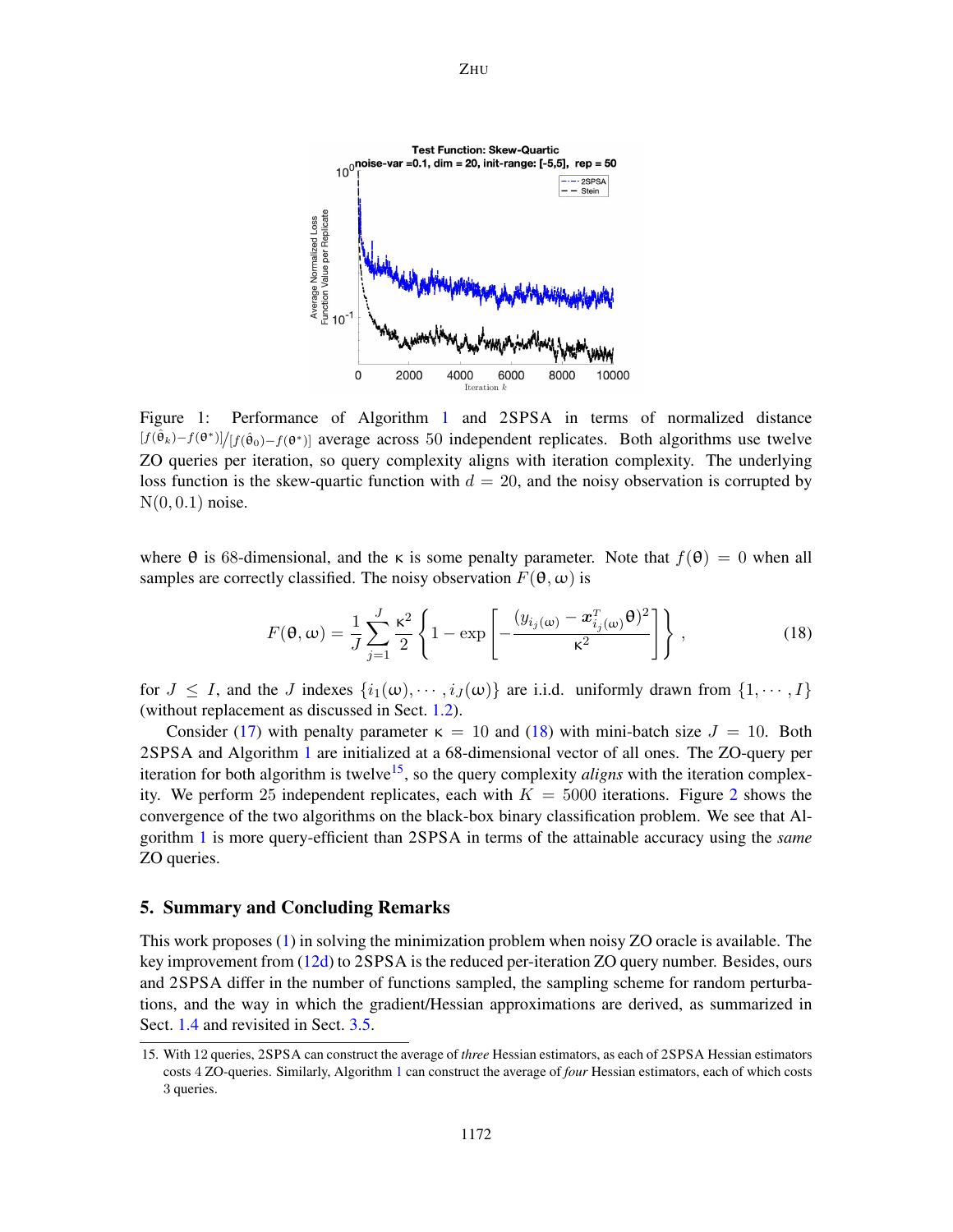Figure 1: Performance of Algorithm 1 and 2SPSA in terms of normalized distance $[f(\hat{\theta}_k)-f(\theta^*)]/[f(\hat{\theta}_0)-f(\theta^*)]$ average across 50 independent replicates. Both algorithms use twelve ZO queries per iteration, so query complexity aligns with iteration complexity. The underlying loss function is the skew-quartic function with $d = 20$, and the noisy observation is corrupted by $\mathrm{N}(0, 0.1)$ noise.

where $\theta$ is 68-dimensional, and the $\kappa$ is some penalty parameter. Note that $f(\theta) = 0$ when all samples are correctly classified. The noisy observation $F(\theta, \omega)$ is

$$F(\theta, \omega) = \frac{1}{J}\sum_{j=1}^{J}\frac{\kappa^2}{2}\left\{1 - \exp\left[-\frac{(y_{i_j(\omega)} - \boldsymbol{x}_{i_j(\omega)}^T\theta)^2}{\kappa^2}\right]\right\}, \tag{18}$$

for $J \le I$, and the $J$ indexes $\{i_1(\omega), \cdots, i_J(\omega)\}$ are i.i.d. uniformly drawn from $\{1, \cdots, I\}$ (without replacement as discussed in Sect. 1.2).

Consider (17) with penalty parameter $\kappa = 10$ and (18) with mini-batch size $J = 10$. Both 2SPSA and Algorithm 1 are initialized at a 68-dimensional vector of all ones. The ZO-query per iteration for both algorithm is twelve[15], so the query complexity *aligns* with the iteration complexity. We perform 25 independent replicates, each with $K = 5000$ iterations. Figure 2 shows the convergence of the two algorithms on the black-box binary classification problem. We see that Algorithm 1 is more query-efficient than 2SPSA in terms of the attainable accuracy using the *same* ZO queries.

## 5. Summary and Concluding Remarks

This work proposes (1) in solving the minimization problem when noisy ZO oracle is available. The key improvement from (12d) to 2SPSA is the reduced per-iteration ZO query number. Besides, ours and 2SPSA differ in the number of functions sampled, the sampling scheme for random perturbations, and the way in which the gradient/Hessian approximations are derived, as summarized in Sect. 1.4 and revisited in Sect. 3.5.

15. With 12 queries, 2SPSA can construct the average of *three* Hessian estimators, as each of 2SPSA Hessian estimators costs 4 ZO-queries. Similarly, Algorithm 1 can construct the average of *four* Hessian estimators, each of which costs 3 queries.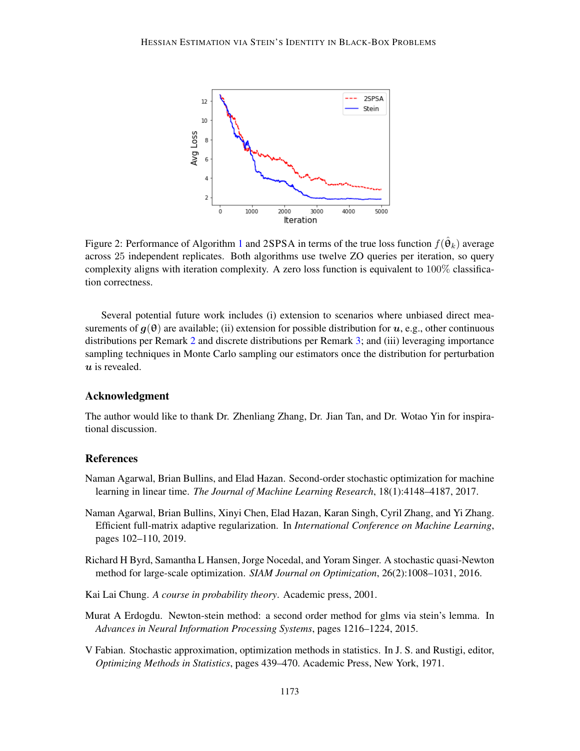Figure 2: Performance of Algorithm 1 and 2SPSA in terms of the true loss function $f(\hat{\theta}_k)$ average across 25 independent replicates. Both algorithms use twelve ZO queries per iteration, so query complexity aligns with iteration complexity. A zero loss function is equivalent to 100% classification correctness.

Several potential future work includes (i) extension to scenarios where unbiased direct measurements of $\boldsymbol{g}(\boldsymbol{\theta})$ are available; (ii) extension for possible distribution for $\boldsymbol{u}$, e.g., other continuous distributions per Remark 2 and discrete distributions per Remark 3; and (iii) leveraging importance sampling techniques in Monte Carlo sampling our estimators once the distribution for perturbation $\boldsymbol{u}$ is revealed.

## Acknowledgment

The author would like to thank Dr. Zhenliang Zhang, Dr. Jian Tan, and Dr. Wotao Yin for inspirational discussion.

## References

Naman Agarwal, Brian Bullins, and Elad Hazan. Second-order stochastic optimization for machine learning in linear time. *The Journal of Machine Learning Research*, 18(1):4148–4187, 2017.

Naman Agarwal, Brian Bullins, Xinyi Chen, Elad Hazan, Karan Singh, Cyril Zhang, and Yi Zhang. Efficient full-matrix adaptive regularization. In *International Conference on Machine Learning*, pages 102–110, 2019.

Richard H Byrd, Samantha L Hansen, Jorge Nocedal, and Yoram Singer. A stochastic quasi-Newton method for large-scale optimization. *SIAM Journal on Optimization*, 26(2):1008–1031, 2016.

Kai Lai Chung. *A course in probability theory*. Academic press, 2001.

Murat A Erdogdu. Newton-stein method: a second order method for glms via stein's lemma. In *Advances in Neural Information Processing Systems*, pages 1216–1224, 2015.

V Fabian. Stochastic approximation, optimization methods in statistics. In J. S. and Rustigi, editor, *Optimizing Methods in Statistics*, pages 439–470. Academic Press, New York, 1971.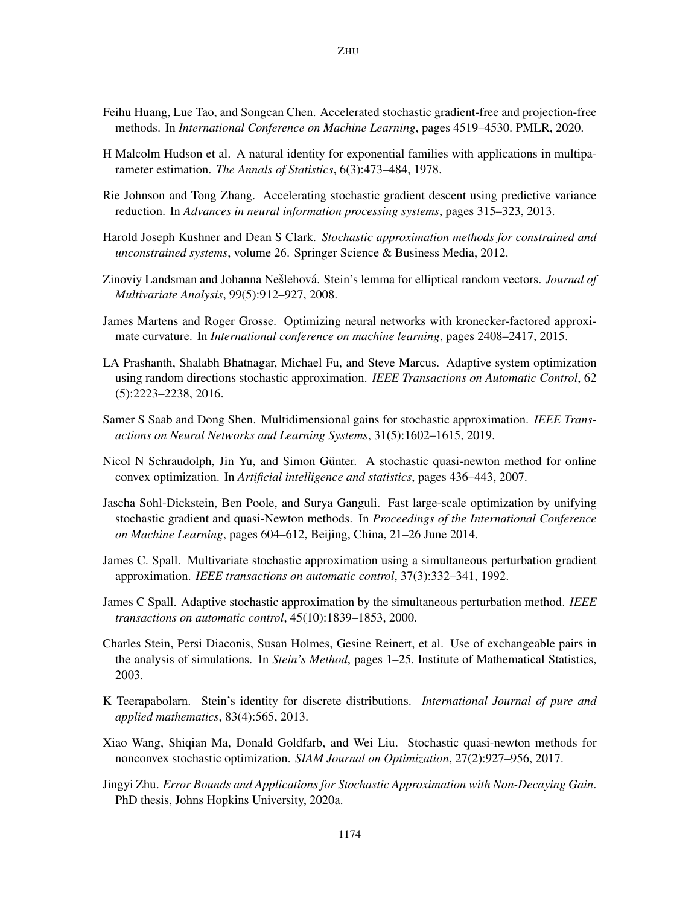Feihu Huang, Lue Tao, and Songcan Chen. Accelerated stochastic gradient-free and projection-free methods. In *International Conference on Machine Learning*, pages 4519–4530. PMLR, 2020.

H Malcolm Hudson et al. A natural identity for exponential families with applications in multiparameter estimation. *The Annals of Statistics*, 6(3):473–484, 1978.

Rie Johnson and Tong Zhang. Accelerating stochastic gradient descent using predictive variance reduction. In *Advances in neural information processing systems*, pages 315–323, 2013.

Harold Joseph Kushner and Dean S Clark. *Stochastic approximation methods for constrained and unconstrained systems*, volume 26. Springer Science & Business Media, 2012.

Zinoviy Landsman and Johanna Nešlehová. Stein's lemma for elliptical random vectors. *Journal of Multivariate Analysis*, 99(5):912–927, 2008.

James Martens and Roger Grosse. Optimizing neural networks with kronecker-factored approximate curvature. In *International conference on machine learning*, pages 2408–2417, 2015.

LA Prashanth, Shalabh Bhatnagar, Michael Fu, and Steve Marcus. Adaptive system optimization using random directions stochastic approximation. *IEEE Transactions on Automatic Control*, 62 (5):2223–2238, 2016.

Samer S Saab and Dong Shen. Multidimensional gains for stochastic approximation. *IEEE Transactions on Neural Networks and Learning Systems*, 31(5):1602–1615, 2019.

Nicol N Schraudolph, Jin Yu, and Simon Günter. A stochastic quasi-newton method for online convex optimization. In *Artificial intelligence and statistics*, pages 436–443, 2007.

Jascha Sohl-Dickstein, Ben Poole, and Surya Ganguli. Fast large-scale optimization by unifying stochastic gradient and quasi-Newton methods. In *Proceedings of the International Conference on Machine Learning*, pages 604–612, Beijing, China, 21–26 June 2014.

James C. Spall. Multivariate stochastic approximation using a simultaneous perturbation gradient approximation. *IEEE transactions on automatic control*, 37(3):332–341, 1992.

James C Spall. Adaptive stochastic approximation by the simultaneous perturbation method. *IEEE transactions on automatic control*, 45(10):1839–1853, 2000.

Charles Stein, Persi Diaconis, Susan Holmes, Gesine Reinert, et al. Use of exchangeable pairs in the analysis of simulations. In *Stein's Method*, pages 1–25. Institute of Mathematical Statistics, 2003.

K Teerapabolarn. Stein's identity for discrete distributions. *International Journal of pure and applied mathematics*, 83(4):565, 2013.

Xiao Wang, Shiqian Ma, Donald Goldfarb, and Wei Liu. Stochastic quasi-newton methods for nonconvex stochastic optimization. *SIAM Journal on Optimization*, 27(2):927–956, 2017.

Jingyi Zhu. *Error Bounds and Applications for Stochastic Approximation with Non-Decaying Gain*. PhD thesis, Johns Hopkins University, 2020a.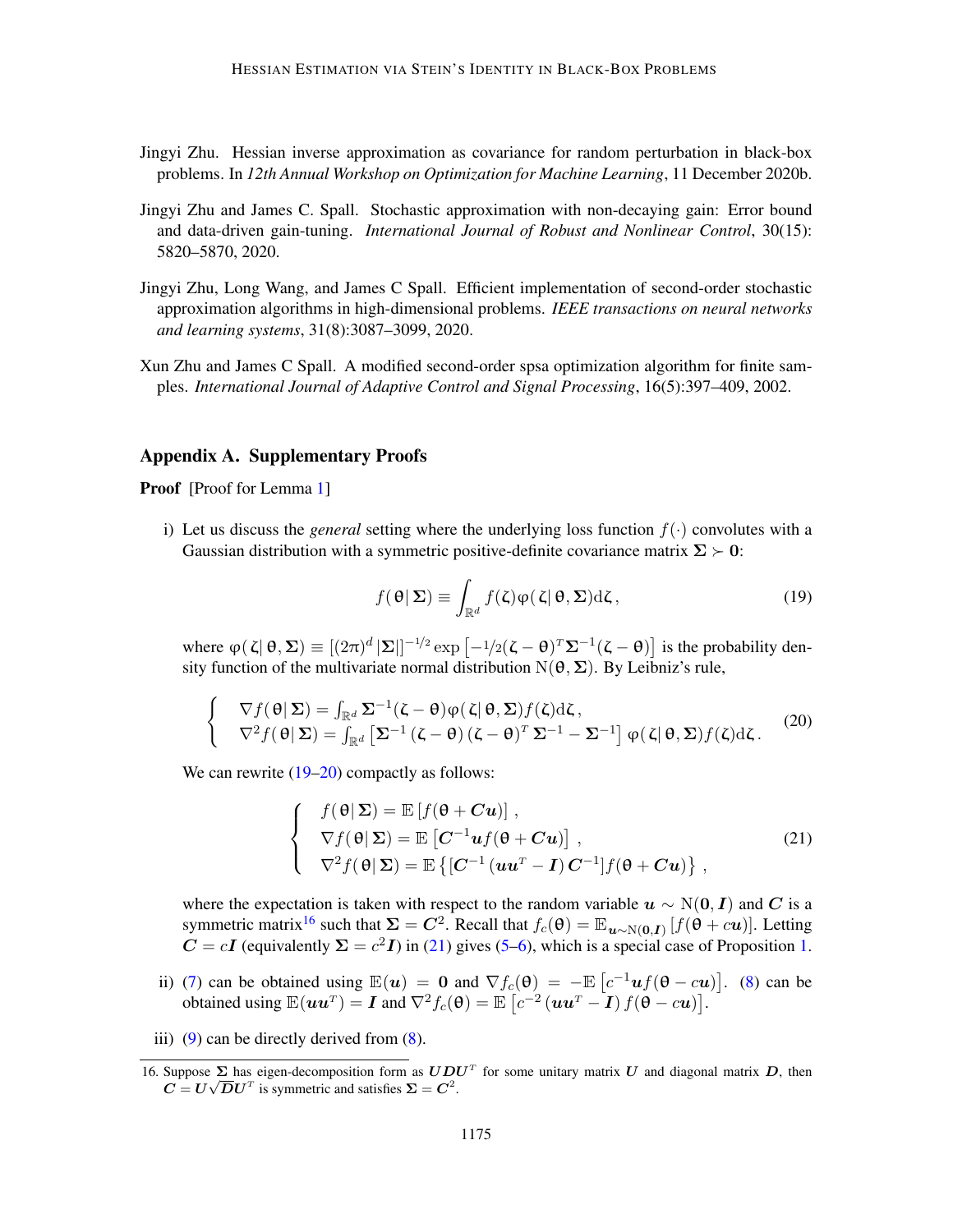Jingyi Zhu. Hessian inverse approximation as covariance for random perturbation in black-box problems. In *12th Annual Workshop on Optimization for Machine Learning*, 11 December 2020b.

Jingyi Zhu and James C. Spall. Stochastic approximation with non-decaying gain: Error bound and data-driven gain-tuning. *International Journal of Robust and Nonlinear Control*, 30(15): 5820–5870, 2020.

Jingyi Zhu, Long Wang, and James C Spall. Efficient implementation of second-order stochastic approximation algorithms in high-dimensional problems. *IEEE transactions on neural networks and learning systems*, 31(8):3087–3099, 2020.

Xun Zhu and James C Spall. A modified second-order spsa optimization algorithm for finite samples. *International Journal of Adaptive Control and Signal Processing*, 16(5):397–409, 2002.

## Appendix A. Supplementary Proofs

**Proof** [Proof for Lemma 1]

i) Let us discuss the *general* setting where the underlying loss function $f(\cdot)$ convolutes with a Gaussian distribution with a symmetric positive-definite covariance matrix $\boldsymbol{\Sigma} \succ \mathbf{0}$:

$$f(\theta|\, \boldsymbol{\Sigma}) \equiv \int_{\mathbb{R}^d} f(\zeta)\varphi(\zeta|\, \theta, \boldsymbol{\Sigma})\mathrm{d}\zeta\,, \tag{19}$$

where $\varphi(\zeta|\, \theta, \boldsymbol{\Sigma}) \equiv [(2\pi)^d\, |\boldsymbol{\Sigma}|]^{-1/2} \exp\left[-1/2(\zeta - \theta)^T \boldsymbol{\Sigma}^{-1}(\zeta - \theta)\right]$ is the probability density function of the multivariate normal distribution $\mathrm{N}(\theta, \boldsymbol{\Sigma})$. By Leibniz's rule,

$$\begin{cases} \nabla f(\theta|\, \boldsymbol{\Sigma}) = \int_{\mathbb{R}^d} \boldsymbol{\Sigma}^{-1}(\zeta - \theta)\varphi(\zeta|\, \theta, \boldsymbol{\Sigma}) f(\zeta)\mathrm{d}\zeta\,, \\ \nabla^2 f(\theta|\, \boldsymbol{\Sigma}) = \int_{\mathbb{R}^d} \left[\boldsymbol{\Sigma}^{-1}\left(\zeta - \theta\right)\left(\zeta - \theta\right)^T \boldsymbol{\Sigma}^{-1} - \boldsymbol{\Sigma}^{-1}\right]\varphi(\zeta|\, \theta, \boldsymbol{\Sigma}) f(\zeta)\mathrm{d}\zeta\,. \end{cases} \tag{20}$$

We can rewrite (19–20) compactly as follows:

$$\begin{cases} f(\theta|\, \boldsymbol{\Sigma}) = \mathbb{E}\left[f(\theta + \boldsymbol{C}\boldsymbol{u})\right]\,, \\ \nabla f(\theta|\, \boldsymbol{\Sigma}) = \mathbb{E}\left[\boldsymbol{C}^{-1}\boldsymbol{u} f(\theta + \boldsymbol{C}\boldsymbol{u})\right]\,, \\ \nabla^2 f(\theta|\, \boldsymbol{\Sigma}) = \mathbb{E}\left\{\left[\boldsymbol{C}^{-1}\left(\boldsymbol{u}\boldsymbol{u}^T - \boldsymbol{I}\right)\boldsymbol{C}^{-1}\right] f(\theta + \boldsymbol{C}\boldsymbol{u})\right\}\,, \end{cases} \tag{21}$$

where the expectation is taken with respect to the random variable $\boldsymbol{u} \sim \mathrm{N}(\mathbf{0}, \boldsymbol{I})$ and $\boldsymbol{C}$ is a symmetric matrix[16] such that $\boldsymbol{\Sigma} = \boldsymbol{C}^2$. Recall that $f_c(\theta) = \mathbb{E}_{\boldsymbol{u}\sim\mathrm{N}(\mathbf{0},\boldsymbol{I})}\left[f(\theta + c\boldsymbol{u})\right]$. Letting $\boldsymbol{C} = c\boldsymbol{I}$ (equivalently $\boldsymbol{\Sigma} = c^2\boldsymbol{I}$) in (21) gives (5–6), which is a special case of Proposition 1.

ii) (7) can be obtained using $\mathbb{E}(\boldsymbol{u}) = \mathbf{0}$ and $\nabla f_c(\theta) = -\mathbb{E}\left[c^{-1}\boldsymbol{u} f(\theta - c\boldsymbol{u})\right]$. (8) can be obtained using $\mathbb{E}(\boldsymbol{u}\boldsymbol{u}^T) = \boldsymbol{I}$ and $\nabla^2 f_c(\theta) = \mathbb{E}\left[c^{-2}\left(\boldsymbol{u}\boldsymbol{u}^T - \boldsymbol{I}\right) f(\theta - c\boldsymbol{u})\right]$.

iii) (9) can be directly derived from (8).

---

16. Suppose $\boldsymbol{\Sigma}$ has eigen-decomposition form as $\boldsymbol{U}\boldsymbol{D}\boldsymbol{U}^T$ for some unitary matrix $\boldsymbol{U}$ and diagonal matrix $\boldsymbol{D}$, then $\boldsymbol{C} = \boldsymbol{U}\sqrt{\boldsymbol{D}}\boldsymbol{U}^T$ is symmetric and satisfies $\boldsymbol{\Sigma} = \boldsymbol{C}^2$.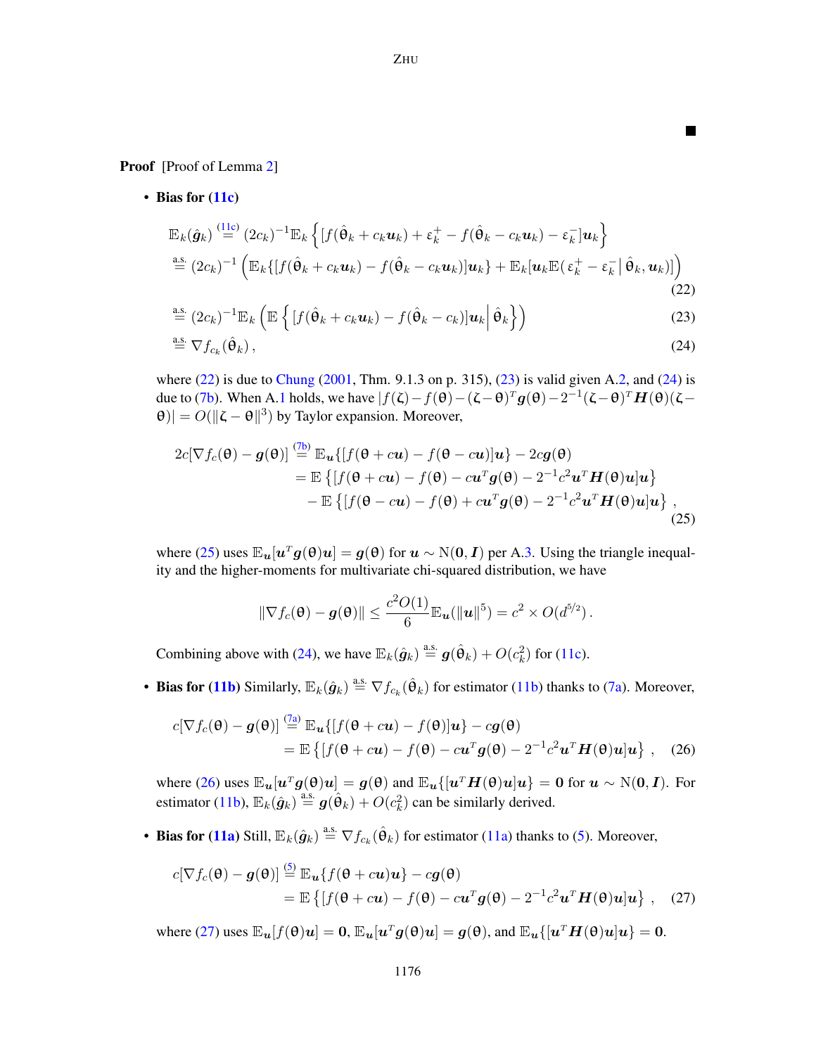■

**Proof** [Proof of Lemma 2]

- **Bias for (11c)**

$$
\begin{aligned}
\mathbb{E}_k(\hat{\boldsymbol{g}}_k) &\overset{(11c)}{=} (2c_k)^{-1}\mathbb{E}_k\left\{[f(\hat{\theta}_k + c_k\boldsymbol{u}_k) + \varepsilon_k^+ - f(\hat{\theta}_k - c_k\boldsymbol{u}_k) - \varepsilon_k^-]\boldsymbol{u}_k\right\} \\
&\overset{\text{a.s.}}{=} (2c_k)^{-1}\left(\mathbb{E}_k\{[f(\hat{\theta}_k + c_k\boldsymbol{u}_k) - f(\hat{\theta}_k - c_k\boldsymbol{u}_k)]\boldsymbol{u}_k\} + \mathbb{E}_k[\boldsymbol{u}_k\mathbb{E}(\varepsilon_k^+ - \varepsilon_k^- \mid \hat{\theta}_k, \boldsymbol{u}_k)]\right) \qquad (22) \\
&\overset{\text{a.s.}}{=} (2c_k)^{-1}\mathbb{E}_k\left(\mathbb{E}\left\{[f(\hat{\theta}_k + c_k\boldsymbol{u}_k) - f(\hat{\theta}_k - c_k)]\boldsymbol{u}_k \,\middle|\, \hat{\theta}_k\right\}\right) \qquad (23) \\
&\overset{\text{a.s.}}{=} \nabla f_{c_k}(\hat{\theta}_k)\,, \qquad (24)
\end{aligned}
$$

where (22) is due to Chung (2001, Thm. 9.1.3 on p. 315), (23) is valid given A.2, and (24) is due to (7b). When A.1 holds, we have $|f(\zeta) - f(\theta) - (\zeta - \theta)^T \boldsymbol{g}(\theta) - 2^{-1}(\zeta - \theta)^T \boldsymbol{H}(\theta)(\zeta - \theta)| = O(\|\zeta - \theta\|^3)$ by Taylor expansion. Moreover,

$$
\begin{aligned}
2c[\nabla f_c(\theta) - \boldsymbol{g}(\theta)] &\overset{(7b)}{=} \mathbb{E}_{\boldsymbol{u}}\{[f(\theta + c\boldsymbol{u}) - f(\theta - c\boldsymbol{u})]\boldsymbol{u}\} - 2c\boldsymbol{g}(\theta) \\
&= \mathbb{E}\left\{[f(\theta + c\boldsymbol{u}) - f(\theta) - c\boldsymbol{u}^T\boldsymbol{g}(\theta) - 2^{-1}c^2\boldsymbol{u}^T\boldsymbol{H}(\theta)\boldsymbol{u}]\boldsymbol{u}\right\} \\
&\quad - \mathbb{E}\left\{[f(\theta - c\boldsymbol{u}) - f(\theta) + c\boldsymbol{u}^T\boldsymbol{g}(\theta) - 2^{-1}c^2\boldsymbol{u}^T\boldsymbol{H}(\theta)\boldsymbol{u}]\boldsymbol{u}\right\}\,, \qquad (25)
\end{aligned}
$$

where (25) uses $\mathbb{E}_{\boldsymbol{u}}[\boldsymbol{u}^T\boldsymbol{g}(\theta)\boldsymbol{u}] = \boldsymbol{g}(\theta)$ for $\boldsymbol{u} \sim \mathrm{N}(\boldsymbol{0}, \boldsymbol{I})$ per A.3. Using the triangle inequality and the higher-moments for multivariate chi-squared distribution, we have

$$
\|\nabla f_c(\theta) - \boldsymbol{g}(\theta)\| \le \frac{c^2 O(1)}{6}\mathbb{E}_{\boldsymbol{u}}(\|\boldsymbol{u}\|^5) = c^2 \times O(d^{5/2})\,.
$$

Combining above with (24), we have $\mathbb{E}_k(\hat{\boldsymbol{g}}_k) \overset{\text{a.s.}}{=} \boldsymbol{g}(\hat{\theta}_k) + O(c_k^2)$ for (11c).

- **Bias for (11b)** Similarly, $\mathbb{E}_k(\hat{\boldsymbol{g}}_k) \overset{\text{a.s.}}{=} \nabla f_{c_k}(\hat{\theta}_k)$ for estimator (11b) thanks to (7a). Moreover,

$$
\begin{aligned}
c[\nabla f_c(\theta) - \boldsymbol{g}(\theta)] &\overset{(7a)}{=} \mathbb{E}_{\boldsymbol{u}}\{[f(\theta + c\boldsymbol{u}) - f(\theta)]\boldsymbol{u}\} - c\boldsymbol{g}(\theta) \\
&= \mathbb{E}\left\{[f(\theta + c\boldsymbol{u}) - f(\theta) - c\boldsymbol{u}^T\boldsymbol{g}(\theta) - 2^{-1}c^2\boldsymbol{u}^T\boldsymbol{H}(\theta)\boldsymbol{u}]\boldsymbol{u}\right\}\,, \qquad (26)
\end{aligned}
$$

where (26) uses $\mathbb{E}_{\boldsymbol{u}}[\boldsymbol{u}^T\boldsymbol{g}(\theta)\boldsymbol{u}] = \boldsymbol{g}(\theta)$ and $\mathbb{E}_{\boldsymbol{u}}\{[\boldsymbol{u}^T\boldsymbol{H}(\theta)\boldsymbol{u}]\boldsymbol{u}\} = \boldsymbol{0}$ for $\boldsymbol{u} \sim \mathrm{N}(\boldsymbol{0}, \boldsymbol{I})$. For estimator (11b), $\mathbb{E}_k(\hat{\boldsymbol{g}}_k) \overset{\text{a.s.}}{=} \boldsymbol{g}(\hat{\theta}_k) + O(c_k^2)$ can be similarly derived.

- **Bias for (11a)** Still, $\mathbb{E}_k(\hat{\boldsymbol{g}}_k) \overset{\text{a.s.}}{=} \nabla f_{c_k}(\hat{\theta}_k)$ for estimator (11a) thanks to (5). Moreover,

$$
\begin{aligned}
c[\nabla f_c(\theta) - \boldsymbol{g}(\theta)] &\overset{(5)}{=} \mathbb{E}_{\boldsymbol{u}}\{f(\theta + c\boldsymbol{u})\boldsymbol{u}\} - c\boldsymbol{g}(\theta) \\
&= \mathbb{E}\left\{[f(\theta + c\boldsymbol{u}) - f(\theta) - c\boldsymbol{u}^T\boldsymbol{g}(\theta) - 2^{-1}c^2\boldsymbol{u}^T\boldsymbol{H}(\theta)\boldsymbol{u}]\boldsymbol{u}\right\}\,, \qquad (27)
\end{aligned}
$$

where (27) uses $\mathbb{E}_{\boldsymbol{u}}[f(\theta)\boldsymbol{u}] = \boldsymbol{0}$, $\mathbb{E}_{\boldsymbol{u}}[\boldsymbol{u}^T\boldsymbol{g}(\theta)\boldsymbol{u}] = \boldsymbol{g}(\theta)$, and $\mathbb{E}_{\boldsymbol{u}}\{[\boldsymbol{u}^T\boldsymbol{H}(\theta)\boldsymbol{u}]\boldsymbol{u}\} = \boldsymbol{0}$.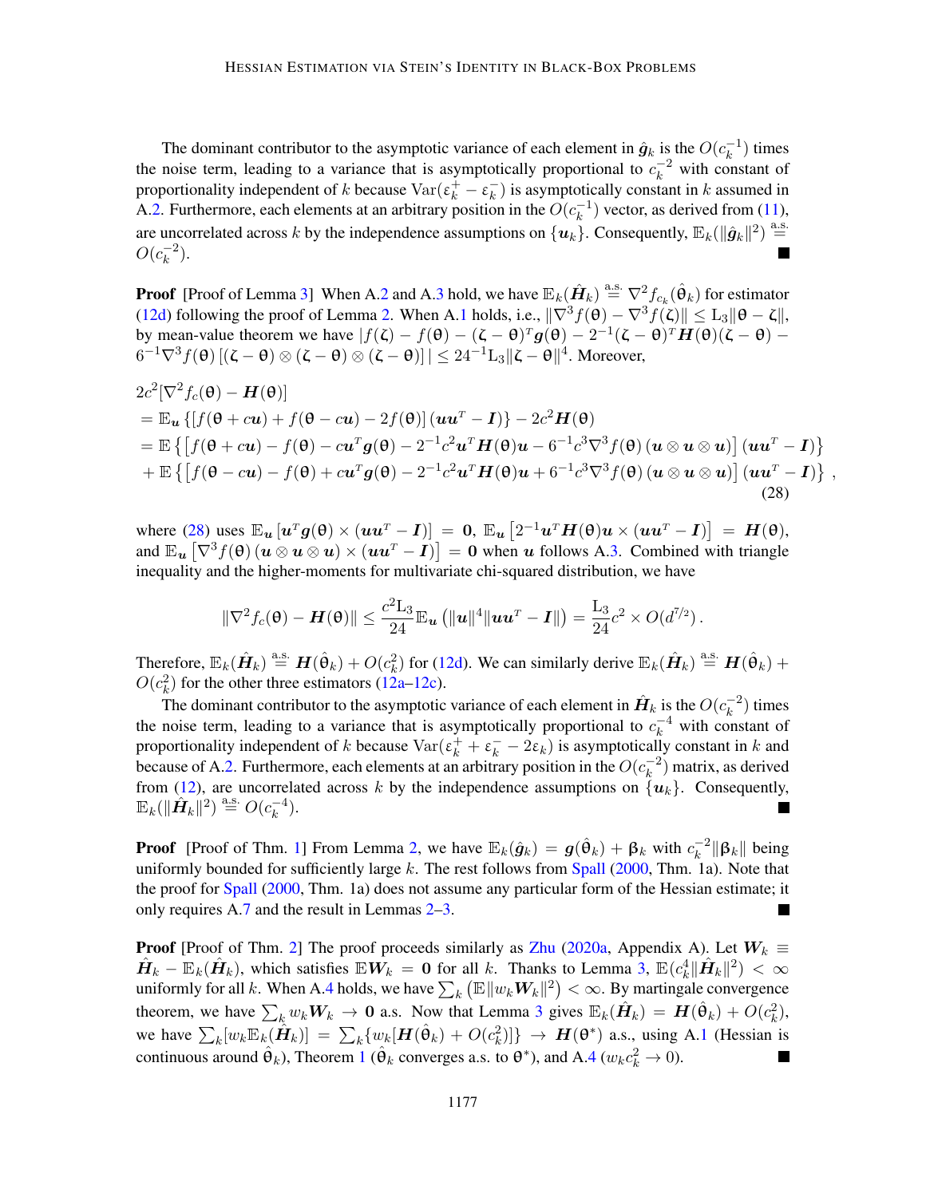The dominant contributor to the asymptotic variance of each element in $\hat{\boldsymbol{g}}_k$ is the $O(c_k^{-1})$ times the noise term, leading to a variance that is asymptotically proportional to $c_k^{-2}$ with constant of proportionality independent of $k$ because $\mathrm{Var}(\varepsilon_k^+ - \varepsilon_k^-)$ is asymptotically constant in $k$ assumed in A.2. Furthermore, each elements at an arbitrary position in the $O(c_k^{-1})$ vector, as derived from (11), are uncorrelated across $k$ by the independence assumptions on $\{\boldsymbol{u}_k\}$. Consequently, $\mathbb{E}_k(\|\hat{\boldsymbol{g}}_k\|^2) \stackrel{\text{a.s.}}{=} O(c_k^{-2})$. ∎

**Proof** [Proof of Lemma 3] When A.2 and A.3 hold, we have $\mathbb{E}_k(\hat{\boldsymbol{H}}_k) \stackrel{\text{a.s.}}{=} \nabla^2 f_{c_k}(\hat{\boldsymbol{\theta}}_k)$ for estimator (12d) following the proof of Lemma 2. When A.1 holds, i.e., $\|\nabla^3 f(\boldsymbol{\theta}) - \nabla^3 f(\boldsymbol{\zeta})\| \le \mathrm{L}_3 \|\boldsymbol{\theta} - \boldsymbol{\zeta}\|$, by mean-value theorem we have $|f(\boldsymbol{\zeta}) - f(\boldsymbol{\theta}) - (\boldsymbol{\zeta} - \boldsymbol{\theta})^T \boldsymbol{g}(\boldsymbol{\theta}) - 2^{-1}(\boldsymbol{\zeta} - \boldsymbol{\theta})^T \boldsymbol{H}(\boldsymbol{\theta})(\boldsymbol{\zeta} - \boldsymbol{\theta}) - 6^{-1}\nabla^3 f(\boldsymbol{\theta})\left[(\boldsymbol{\zeta} - \boldsymbol{\theta}) \otimes (\boldsymbol{\zeta} - \boldsymbol{\theta}) \otimes (\boldsymbol{\zeta} - \boldsymbol{\theta})\right]| \le 24^{-1}\mathrm{L}_3 \|\boldsymbol{\zeta} - \boldsymbol{\theta}\|^4$. Moreover,

$$
\begin{aligned}
&2c^2[\nabla^2 f_c(\boldsymbol{\theta}) - \boldsymbol{H}(\boldsymbol{\theta})] \\
&= \mathbb{E}_{\boldsymbol{u}}\left\{[f(\boldsymbol{\theta} + c\boldsymbol{u}) + f(\boldsymbol{\theta} - c\boldsymbol{u}) - 2f(\boldsymbol{\theta})](\boldsymbol{u}\boldsymbol{u}^T - \boldsymbol{I})\right\} - 2c^2 \boldsymbol{H}(\boldsymbol{\theta}) \\
&= \mathbb{E}\left\{\left[f(\boldsymbol{\theta} + c\boldsymbol{u}) - f(\boldsymbol{\theta}) - c\boldsymbol{u}^T \boldsymbol{g}(\boldsymbol{\theta}) - 2^{-1}c^2 \boldsymbol{u}^T \boldsymbol{H}(\boldsymbol{\theta})\boldsymbol{u} - 6^{-1}c^3 \nabla^3 f(\boldsymbol{\theta})(\boldsymbol{u} \otimes \boldsymbol{u} \otimes \boldsymbol{u})\right](\boldsymbol{u}\boldsymbol{u}^T - \boldsymbol{I})\right\} \\
&+ \mathbb{E}\left\{\left[f(\boldsymbol{\theta} - c\boldsymbol{u}) - f(\boldsymbol{\theta}) + c\boldsymbol{u}^T \boldsymbol{g}(\boldsymbol{\theta}) - 2^{-1}c^2 \boldsymbol{u}^T \boldsymbol{H}(\boldsymbol{\theta})\boldsymbol{u} + 6^{-1}c^3 \nabla^3 f(\boldsymbol{\theta})(\boldsymbol{u} \otimes \boldsymbol{u} \otimes \boldsymbol{u})\right](\boldsymbol{u}\boldsymbol{u}^T - \boldsymbol{I})\right\},
\end{aligned}
\tag{28}
$$

where (28) uses $\mathbb{E}_{\boldsymbol{u}}\left[\boldsymbol{u}^T \boldsymbol{g}(\boldsymbol{\theta}) \times (\boldsymbol{u}\boldsymbol{u}^T - \boldsymbol{I})\right] = \boldsymbol{0}$, $\mathbb{E}_{\boldsymbol{u}}\left[2^{-1}\boldsymbol{u}^T \boldsymbol{H}(\boldsymbol{\theta})\boldsymbol{u} \times (\boldsymbol{u}\boldsymbol{u}^T - \boldsymbol{I})\right] = \boldsymbol{H}(\boldsymbol{\theta})$, and $\mathbb{E}_{\boldsymbol{u}}\left[\nabla^3 f(\boldsymbol{\theta})(\boldsymbol{u} \otimes \boldsymbol{u} \otimes \boldsymbol{u}) \times (\boldsymbol{u}\boldsymbol{u}^T - \boldsymbol{I})\right] = \boldsymbol{0}$ when $\boldsymbol{u}$ follows A.3. Combined with triangle inequality and the higher-moments for multivariate chi-squared distribution, we have

$$
\|\nabla^2 f_c(\boldsymbol{\theta}) - \boldsymbol{H}(\boldsymbol{\theta})\| \le \frac{c^2 \mathrm{L}_3}{24} \mathbb{E}_{\boldsymbol{u}}\left(\|\boldsymbol{u}\|^4 \|\boldsymbol{u}\boldsymbol{u}^T - \boldsymbol{I}\|\right) = \frac{\mathrm{L}_3}{24} c^2 \times O(d^{7/2}).
$$

Therefore, $\mathbb{E}_k(\hat{\boldsymbol{H}}_k) \stackrel{\text{a.s.}}{=} \boldsymbol{H}(\hat{\boldsymbol{\theta}}_k) + O(c_k^2)$ for (12d). We can similarly derive $\mathbb{E}_k(\hat{\boldsymbol{H}}_k) \stackrel{\text{a.s.}}{=} \boldsymbol{H}(\hat{\boldsymbol{\theta}}_k) + O(c_k^2)$ for the other three estimators (12a–12c).

The dominant contributor to the asymptotic variance of each element in $\hat{\boldsymbol{H}}_k$ is the $O(c_k^{-2})$ times the noise term, leading to a variance that is asymptotically proportional to $c_k^{-4}$ with constant of proportionality independent of $k$ because $\mathrm{Var}(\varepsilon_k^+ + \varepsilon_k^- - 2\varepsilon_k)$ is asymptotically constant in $k$ and because of A.2. Furthermore, each elements at an arbitrary position in the $O(c_k^{-2})$ matrix, as derived from (12), are uncorrelated across $k$ by the independence assumptions on $\{\boldsymbol{u}_k\}$. Consequently, $\mathbb{E}_k(\|\hat{\boldsymbol{H}}_k\|^2) \stackrel{\text{a.s.}}{=} O(c_k^{-4})$. ∎

**Proof** [Proof of Thm. 1] From Lemma 2, we have $\mathbb{E}_k(\hat{\boldsymbol{g}}_k) = \boldsymbol{g}(\hat{\boldsymbol{\theta}}_k) + \boldsymbol{\beta}_k$ with $c_k^{-2}\|\boldsymbol{\beta}_k\|$ being uniformly bounded for sufficiently large $k$. The rest follows from Spall (2000, Thm. 1a). Note that the proof for Spall (2000, Thm. 1a) does not assume any particular form of the Hessian estimate; it only requires A.7 and the result in Lemmas 2–3. ∎

**Proof** [Proof of Thm. 2] The proof proceeds similarly as Zhu (2020a, Appendix A). Let $\boldsymbol{W}_k \equiv \hat{\boldsymbol{H}}_k - \mathbb{E}_k(\hat{\boldsymbol{H}}_k)$, which satisfies $\mathbb{E}\boldsymbol{W}_k = \boldsymbol{0}$ for all $k$. Thanks to Lemma 3, $\mathbb{E}(c_k^4 \|\hat{\boldsymbol{H}}_k\|^2) < \infty$ uniformly for all $k$. When A.4 holds, we have $\sum_k \left(\mathbb{E}\|w_k \boldsymbol{W}_k\|^2\right) < \infty$. By martingale convergence theorem, we have $\sum_k w_k \boldsymbol{W}_k \to \boldsymbol{0}$ a.s. Now that Lemma 3 gives $\mathbb{E}_k(\hat{\boldsymbol{H}}_k) = \boldsymbol{H}(\hat{\boldsymbol{\theta}}_k) + O(c_k^2)$, we have $\sum_k [w_k \mathbb{E}_k(\hat{\boldsymbol{H}}_k)] = \sum_k \{w_k[\boldsymbol{H}(\hat{\boldsymbol{\theta}}_k) + O(c_k^2)]\} \to \boldsymbol{H}(\boldsymbol{\theta}^*)$ a.s., using A.1 (Hessian is continuous around $\hat{\boldsymbol{\theta}}_k$), Theorem 1 ($\hat{\boldsymbol{\theta}}_k$ converges a.s. to $\boldsymbol{\theta}^*$), and A.4 ($w_k c_k^2 \to 0$). ∎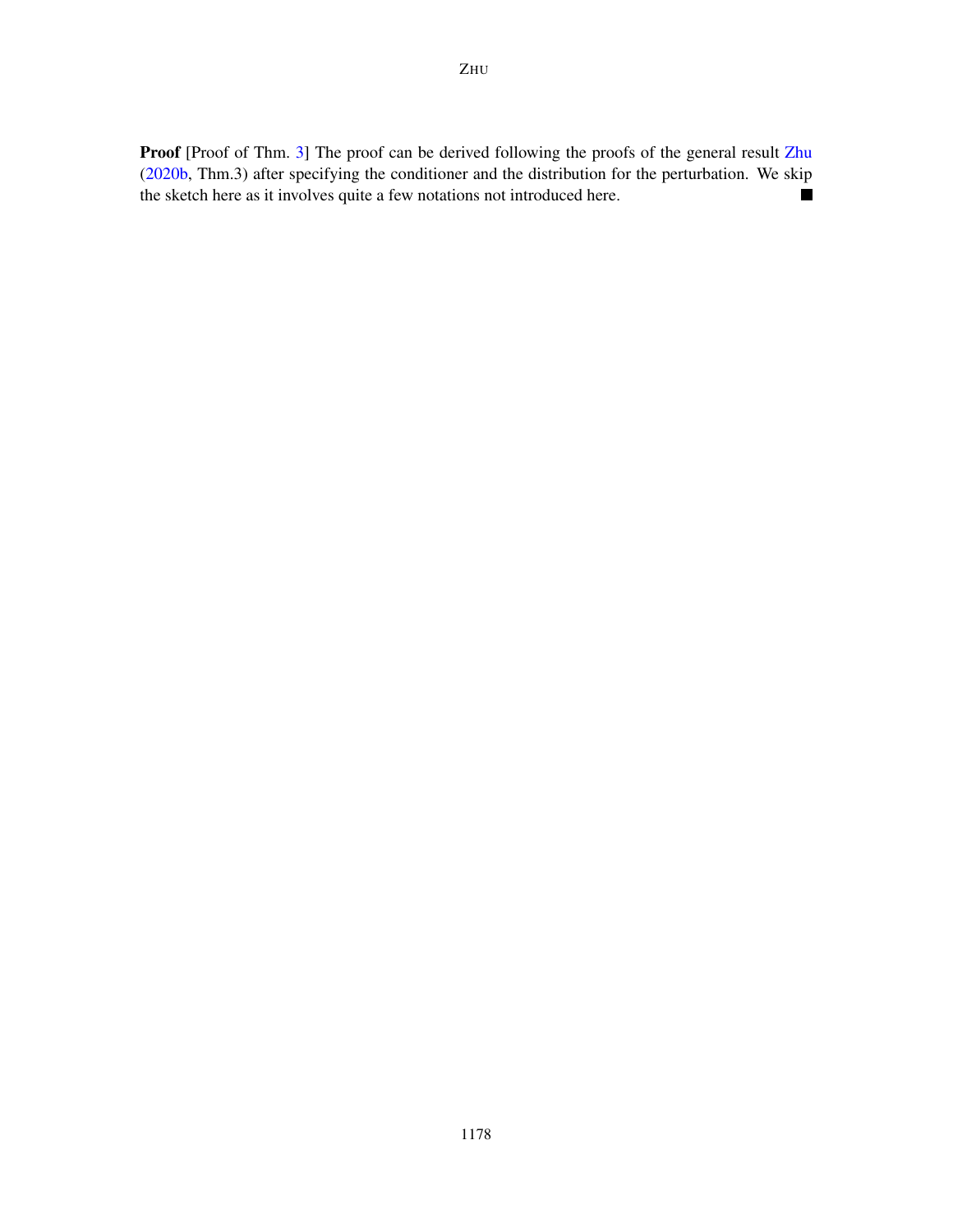**Proof** [Proof of Thm. 3] The proof can be derived following the proofs of the general result Zhu (2020b, Thm.3) after specifying the conditioner and the distribution for the perturbation. We skip the sketch here as it involves quite a few notations not introduced here. ■